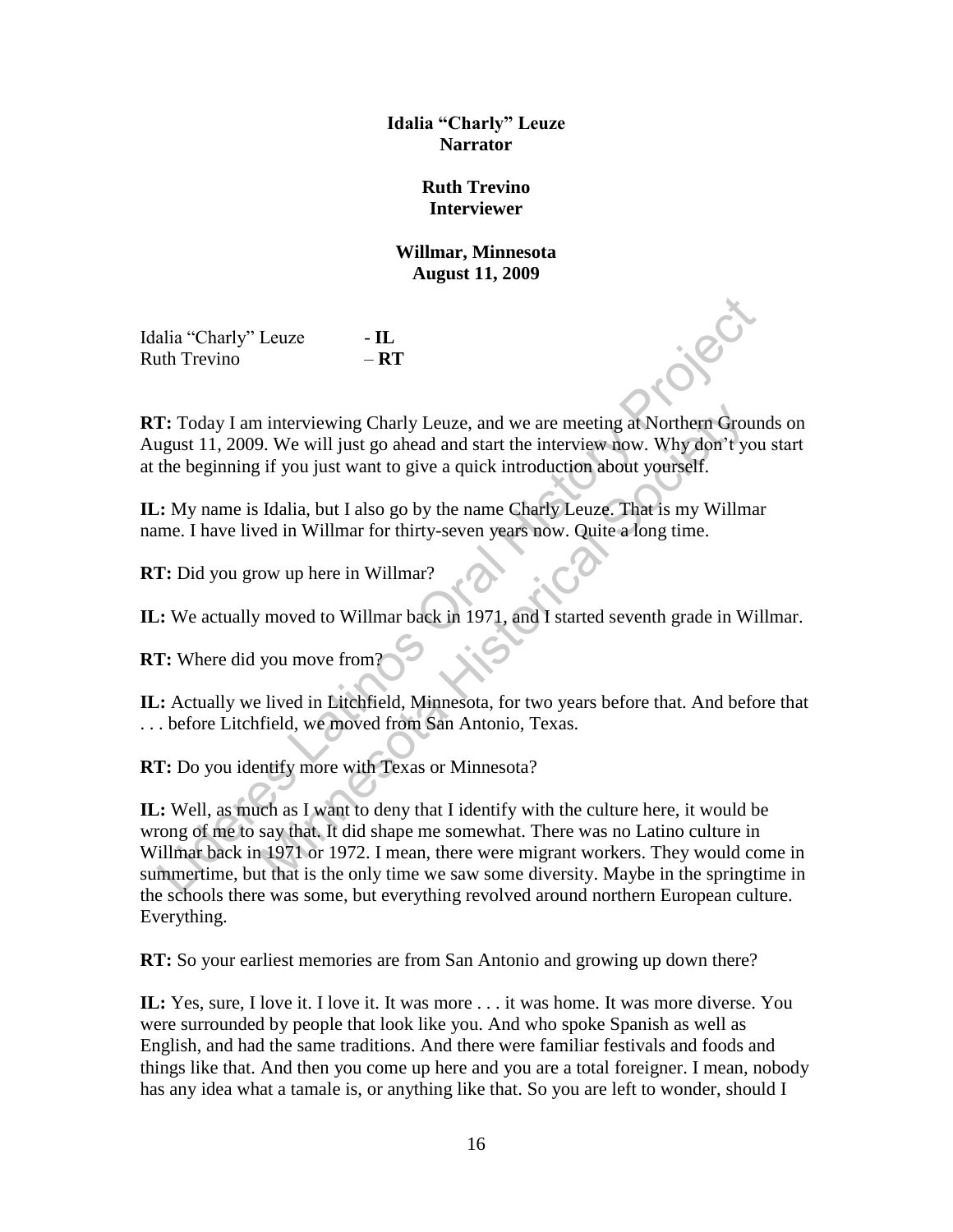**Idalia "Charly" Leuze**
**Narrator**

**Ruth Trevino**
**Interviewer**

**Willmar, Minnesota**
**August 11, 2009**

Idalia "Charly" Leuze - **IL**
Ruth Trevino – **RT**

**RT:** Today I am interviewing Charly Leuze, and we are meeting at Northern Grounds on August 11, 2009. We will just go ahead and start the interview now. Why don't you start at the beginning if you just want to give a quick introduction about yourself.

**IL:** My name is Idalia, but I also go by the name Charly Leuze. That is my Willmar name. I have lived in Willmar for thirty-seven years now. Quite a long time.

**RT:** Did you grow up here in Willmar?

**IL:** We actually moved to Willmar back in 1971, and I started seventh grade in Willmar.

**RT:** Where did you move from?

**IL:** Actually we lived in Litchfield, Minnesota, for two years before that. And before that . . . before Litchfield, we moved from San Antonio, Texas.

**RT:** Do you identify more with Texas or Minnesota?

**IL:** Well, as much as I want to deny that I identify with the culture here, it would be wrong of me to say that. It did shape me somewhat. There was no Latino culture in Willmar back in 1971 or 1972. I mean, there were migrant workers. They would come in summertime, but that is the only time we saw some diversity. Maybe in the springtime in the schools there was some, but everything revolved around northern European culture. Everything.

**RT:** So your earliest memories are from San Antonio and growing up down there?

**IL:** Yes, sure, I love it. I love it. It was more . . . it was home. It was more diverse. You were surrounded by people that look like you. And who spoke Spanish as well as English, and had the same traditions. And there were familiar festivals and foods and things like that. And then you come up here and you are a total foreigner. I mean, nobody has any idea what a tamale is, or anything like that. So you are left to wonder, should I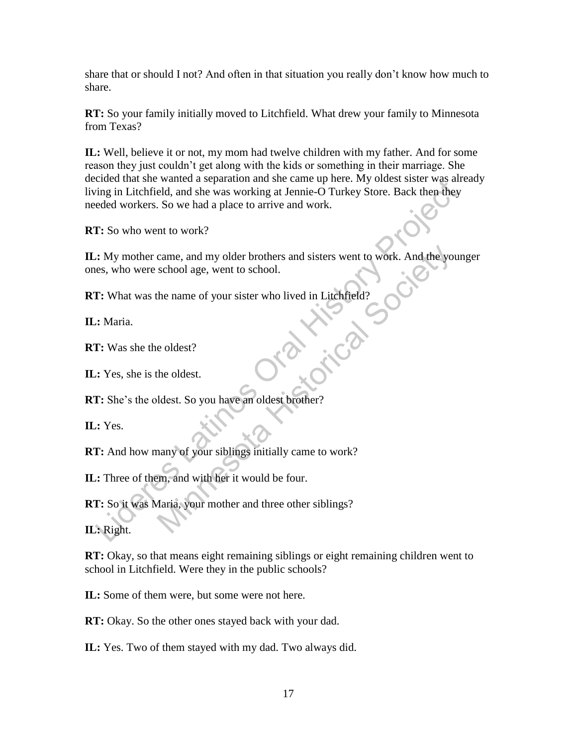share that or should I not? And often in that situation you really don't know how much to share.

**RT:** So your family initially moved to Litchfield. What drew your family to Minnesota from Texas?

**IL:** Well, believe it or not, my mom had twelve children with my father. And for some reason they just couldn't get along with the kids or something in their marriage. She decided that she wanted a separation and she came up here. My oldest sister was already living in Litchfield, and she was working at Jennie-O Turkey Store. Back then they needed workers. So we had a place to arrive and work.

**RT:** So who went to work?

**IL:** My mother came, and my older brothers and sisters went to work. And the younger ones, who were school age, went to school.

**RT:** What was the name of your sister who lived in Litchfield?

**IL:** Maria.

**RT:** Was she the oldest?

**IL:** Yes, she is the oldest.

**RT:** She's the oldest. So you have an oldest brother?

**IL:** Yes.

**RT:** And how many of your siblings initially came to work?

**IL:** Three of them, and with her it would be four.

**RT:** So it was Maria, your mother and three other siblings?

**IL:** Right.

**RT:** Okay, so that means eight remaining siblings or eight remaining children went to school in Litchfield. Were they in the public schools?

**IL:** Some of them were, but some were not here.

**RT:** Okay. So the other ones stayed back with your dad.

**IL:** Yes. Two of them stayed with my dad. Two always did.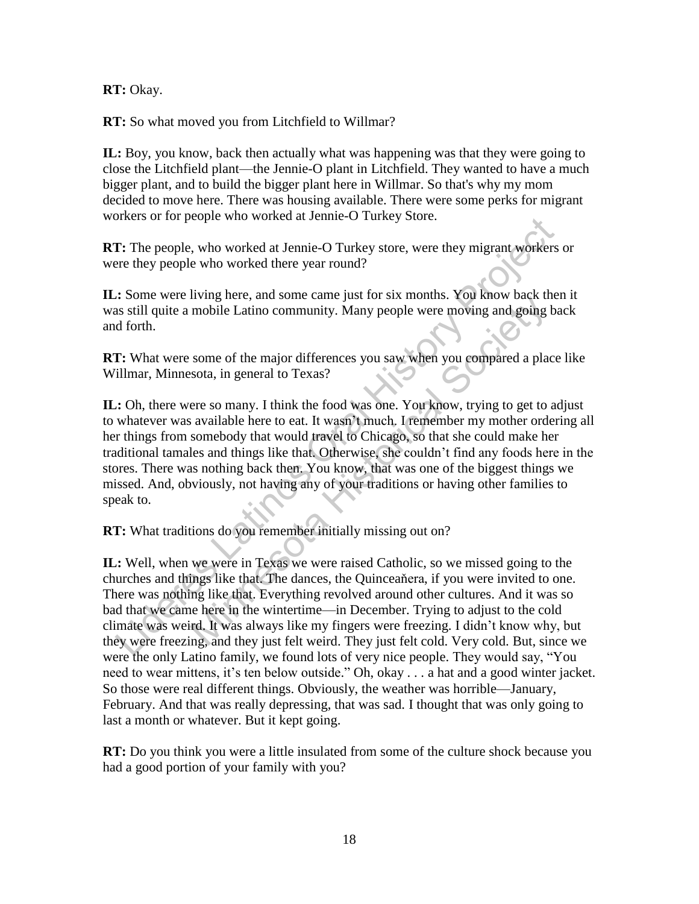**RT:** Okay.

**RT:** So what moved you from Litchfield to Willmar?

**IL:** Boy, you know, back then actually what was happening was that they were going to close the Litchfield plant—the Jennie-O plant in Litchfield. They wanted to have a much bigger plant, and to build the bigger plant here in Willmar. So that's why my mom decided to move here. There was housing available. There were some perks for migrant workers or for people who worked at Jennie-O Turkey Store.

**RT:** The people, who worked at Jennie-O Turkey store, were they migrant workers or were they people who worked there year round?

**IL:** Some were living here, and some came just for six months. You know back then it was still quite a mobile Latino community. Many people were moving and going back and forth.

**RT:** What were some of the major differences you saw when you compared a place like Willmar, Minnesota, in general to Texas?

**IL:** Oh, there were so many. I think the food was one. You know, trying to get to adjust to whatever was available here to eat. It wasn't much. I remember my mother ordering all her things from somebody that would travel to Chicago, so that she could make her traditional tamales and things like that. Otherwise, she couldn't find any foods here in the stores. There was nothing back then. You know, that was one of the biggest things we missed. And, obviously, not having any of your traditions or having other families to speak to.

**RT:** What traditions do you remember initially missing out on?

**IL:** Well, when we were in Texas we were raised Catholic, so we missed going to the churches and things like that. The dances, the Quinceaňera, if you were invited to one. There was nothing like that. Everything revolved around other cultures. And it was so bad that we came here in the wintertime—in December. Trying to adjust to the cold climate was weird. It was always like my fingers were freezing. I didn't know why, but they were freezing, and they just felt weird. They just felt cold. Very cold. But, since we were the only Latino family, we found lots of very nice people. They would say, "You need to wear mittens, it's ten below outside." Oh, okay . . . a hat and a good winter jacket. So those were real different things. Obviously, the weather was horrible—January, February. And that was really depressing, that was sad. I thought that was only going to last a month or whatever. But it kept going.

**RT:** Do you think you were a little insulated from some of the culture shock because you had a good portion of your family with you?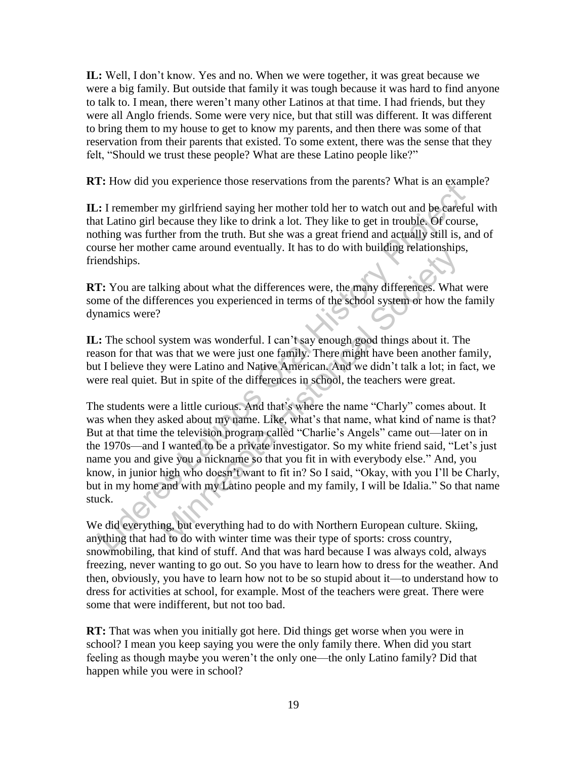**IL:** Well, I don't know. Yes and no. When we were together, it was great because we were a big family. But outside that family it was tough because it was hard to find anyone to talk to. I mean, there weren't many other Latinos at that time. I had friends, but they were all Anglo friends. Some were very nice, but that still was different. It was different to bring them to my house to get to know my parents, and then there was some of that reservation from their parents that existed. To some extent, there was the sense that they felt, "Should we trust these people? What are these Latino people like?"

**RT:** How did you experience those reservations from the parents? What is an example?

**IL:** I remember my girlfriend saying her mother told her to watch out and be careful with that Latino girl because they like to drink a lot. They like to get in trouble. Of course, nothing was further from the truth. But she was a great friend and actually still is, and of course her mother came around eventually. It has to do with building relationships, friendships.

**RT:** You are talking about what the differences were, the many differences. What were some of the differences you experienced in terms of the school system or how the family dynamics were?

**IL:** The school system was wonderful. I can't say enough good things about it. The reason for that was that we were just one family. There might have been another family, but I believe they were Latino and Native American. And we didn't talk a lot; in fact, we were real quiet. But in spite of the differences in school, the teachers were great.

The students were a little curious. And that's where the name "Charly" comes about. It was when they asked about my name. Like, what's that name, what kind of name is that? But at that time the television program called "Charlie's Angels" came out—later on in the 1970s—and I wanted to be a private investigator. So my white friend said, "Let's just name you and give you a nickname so that you fit in with everybody else." And, you know, in junior high who doesn't want to fit in? So I said, "Okay, with you I'll be Charly, but in my home and with my Latino people and my family, I will be Idalia." So that name stuck.

We did everything, but everything had to do with Northern European culture. Skiing, anything that had to do with winter time was their type of sports: cross country, snowmobiling, that kind of stuff. And that was hard because I was always cold, always freezing, never wanting to go out. So you have to learn how to dress for the weather. And then, obviously, you have to learn how not to be so stupid about it—to understand how to dress for activities at school, for example. Most of the teachers were great. There were some that were indifferent, but not too bad.

**RT:** That was when you initially got here. Did things get worse when you were in school? I mean you keep saying you were the only family there. When did you start feeling as though maybe you weren't the only one—the only Latino family? Did that happen while you were in school?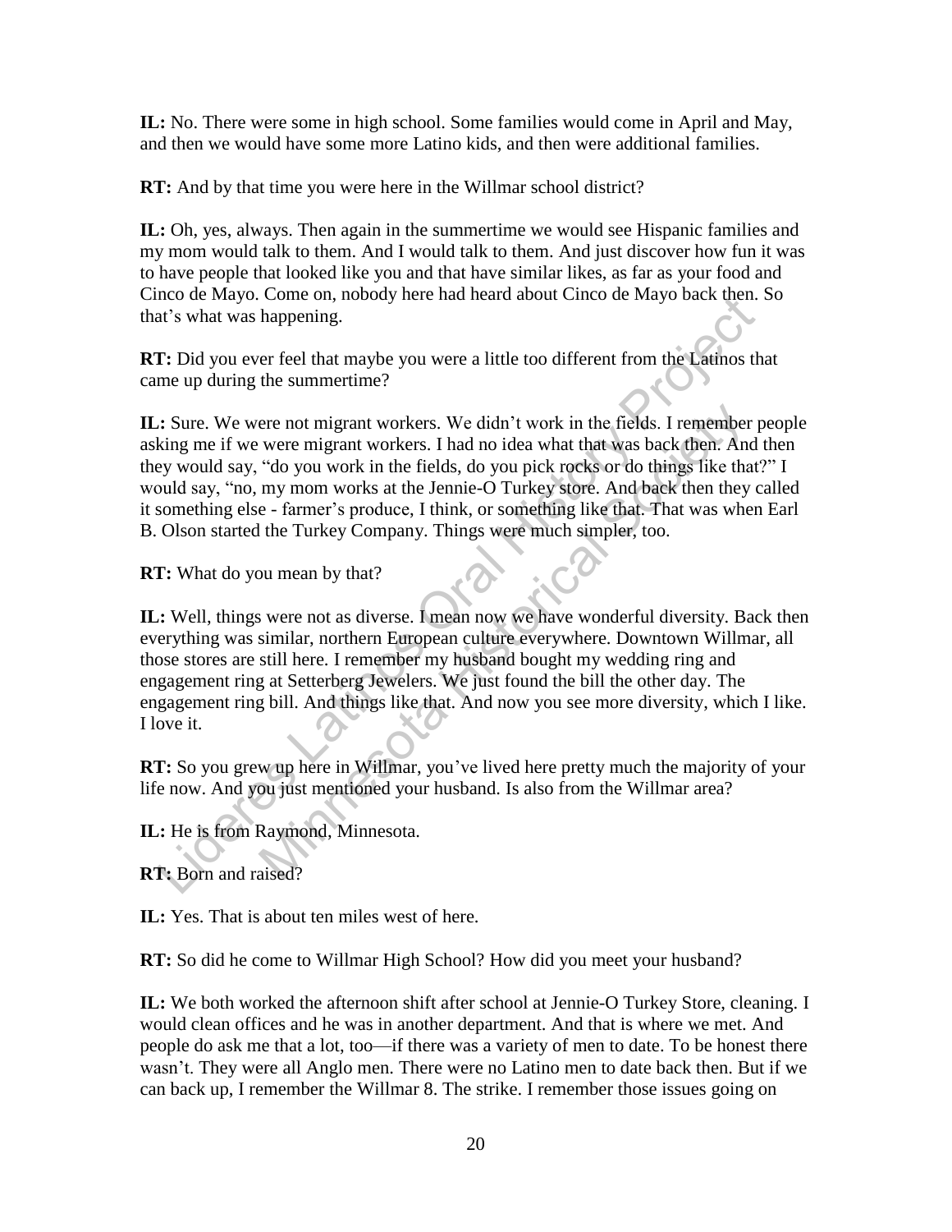**IL:** No. There were some in high school. Some families would come in April and May, and then we would have some more Latino kids, and then were additional families.

**RT:** And by that time you were here in the Willmar school district?

**IL:** Oh, yes, always. Then again in the summertime we would see Hispanic families and my mom would talk to them. And I would talk to them. And just discover how fun it was to have people that looked like you and that have similar likes, as far as your food and Cinco de Mayo. Come on, nobody here had heard about Cinco de Mayo back then. So that's what was happening.

**RT:** Did you ever feel that maybe you were a little too different from the Latinos that came up during the summertime?

**IL:** Sure. We were not migrant workers. We didn't work in the fields. I remember people asking me if we were migrant workers. I had no idea what that was back then. And then they would say, "do you work in the fields, do you pick rocks or do things like that?" I would say, "no, my mom works at the Jennie-O Turkey store. And back then they called it something else - farmer's produce, I think, or something like that. That was when Earl B. Olson started the Turkey Company. Things were much simpler, too.

**RT:** What do you mean by that?

**IL:** Well, things were not as diverse. I mean now we have wonderful diversity. Back then everything was similar, northern European culture everywhere. Downtown Willmar, all those stores are still here. I remember my husband bought my wedding ring and engagement ring at Setterberg Jewelers. We just found the bill the other day. The engagement ring bill. And things like that. And now you see more diversity, which I like. I love it.

**RT:** So you grew up here in Willmar, you've lived here pretty much the majority of your life now. And you just mentioned your husband. Is also from the Willmar area?

**IL:** He is from Raymond, Minnesota.

**RT:** Born and raised?

**IL:** Yes. That is about ten miles west of here.

**RT:** So did he come to Willmar High School? How did you meet your husband?

**IL:** We both worked the afternoon shift after school at Jennie-O Turkey Store, cleaning. I would clean offices and he was in another department. And that is where we met. And people do ask me that a lot, too—if there was a variety of men to date. To be honest there wasn't. They were all Anglo men. There were no Latino men to date back then. But if we can back up, I remember the Willmar 8. The strike. I remember those issues going on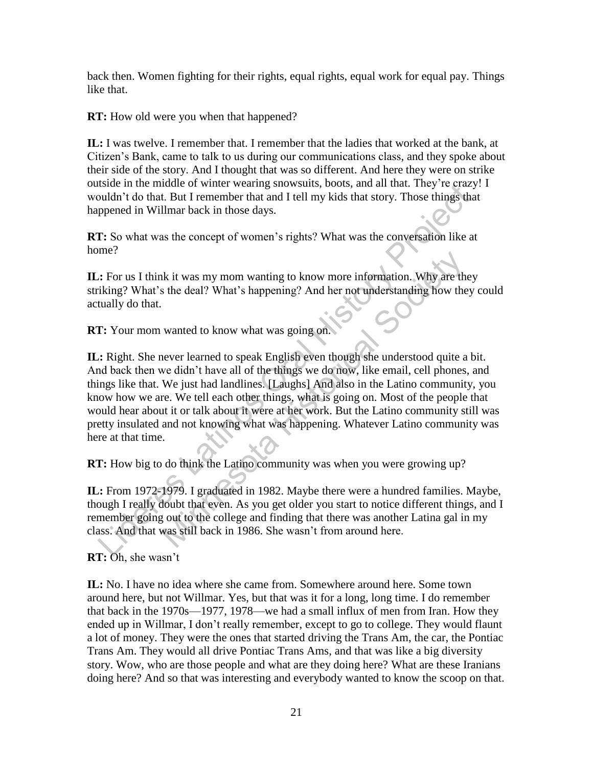back then. Women fighting for their rights, equal rights, equal work for equal pay. Things like that.

**RT:** How old were you when that happened?

**IL:** I was twelve. I remember that. I remember that the ladies that worked at the bank, at Citizen's Bank, came to talk to us during our communications class, and they spoke about their side of the story. And I thought that was so different. And here they were on strike outside in the middle of winter wearing snowsuits, boots, and all that. They're crazy! I wouldn't do that. But I remember that and I tell my kids that story. Those things that happened in Willmar back in those days.

**RT:** So what was the concept of women's rights? What was the conversation like at home?

**IL:** For us I think it was my mom wanting to know more information. Why are they striking? What's the deal? What's happening? And her not understanding how they could actually do that.

**RT:** Your mom wanted to know what was going on.

**IL:** Right. She never learned to speak English even though she understood quite a bit. And back then we didn't have all of the things we do now, like email, cell phones, and things like that. We just had landlines. [Laughs] And also in the Latino community, you know how we are. We tell each other things, what is going on. Most of the people that would hear about it or talk about it were at her work. But the Latino community still was pretty insulated and not knowing what was happening. Whatever Latino community was here at that time.

**RT:** How big to do think the Latino community was when you were growing up?

**IL:** From 1972-1979. I graduated in 1982. Maybe there were a hundred families. Maybe, though I really doubt that even. As you get older you start to notice different things, and I remember going out to the college and finding that there was another Latina gal in my class. And that was still back in 1986. She wasn't from around here.

**RT:** Oh, she wasn't

**IL:** No. I have no idea where she came from. Somewhere around here. Some town around here, but not Willmar. Yes, but that was it for a long, long time. I do remember that back in the 1970s—1977, 1978—we had a small influx of men from Iran. How they ended up in Willmar, I don't really remember, except to go to college. They would flaunt a lot of money. They were the ones that started driving the Trans Am, the car, the Pontiac Trans Am. They would all drive Pontiac Trans Ams, and that was like a big diversity story. Wow, who are those people and what are they doing here? What are these Iranians doing here? And so that was interesting and everybody wanted to know the scoop on that.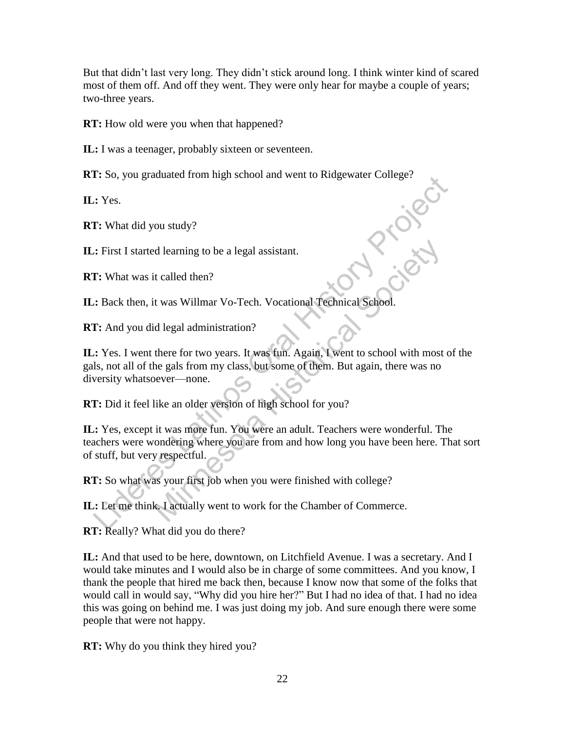But that didn't last very long. They didn't stick around long. I think winter kind of scared most of them off. And off they went. They were only hear for maybe a couple of years; two-three years.

**RT:** How old were you when that happened?

**IL:** I was a teenager, probably sixteen or seventeen.

**RT:** So, you graduated from high school and went to Ridgewater College?

**IL:** Yes.

**RT:** What did you study?

**IL:** First I started learning to be a legal assistant.

**RT:** What was it called then?

**IL:** Back then, it was Willmar Vo-Tech. Vocational Technical School.

**RT:** And you did legal administration?

**IL:** Yes. I went there for two years. It was fun. Again, I went to school with most of the gals, not all of the gals from my class, but some of them. But again, there was no diversity whatsoever—none.

**RT:** Did it feel like an older version of high school for you?

**IL:** Yes, except it was more fun. You were an adult. Teachers were wonderful. The teachers were wondering where you are from and how long you have been here. That sort of stuff, but very respectful.

**RT:** So what was your first job when you were finished with college?

**IL:** Let me think. I actually went to work for the Chamber of Commerce.

**RT:** Really? What did you do there?

**IL:** And that used to be here, downtown, on Litchfield Avenue. I was a secretary. And I would take minutes and I would also be in charge of some committees. And you know, I thank the people that hired me back then, because I know now that some of the folks that would call in would say, "Why did you hire her?" But I had no idea of that. I had no idea this was going on behind me. I was just doing my job. And sure enough there were some people that were not happy.

**RT:** Why do you think they hired you?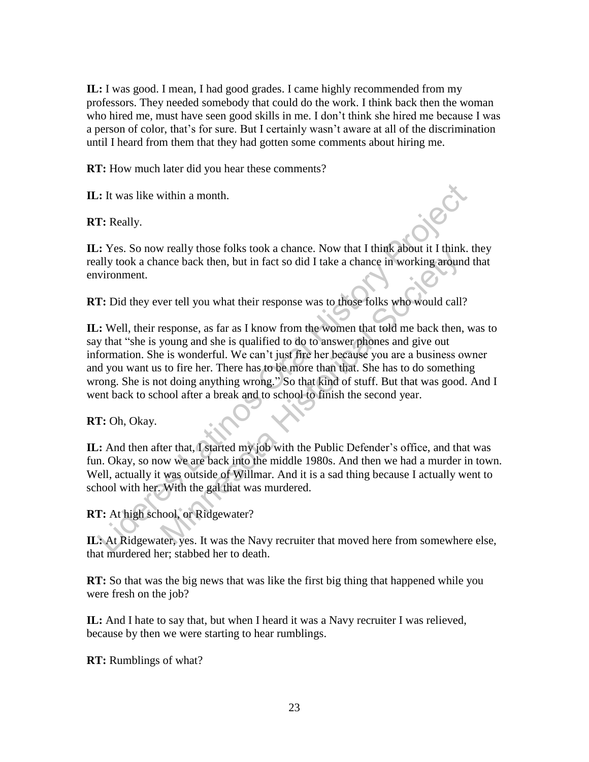**IL:** I was good. I mean, I had good grades. I came highly recommended from my professors. They needed somebody that could do the work. I think back then the woman who hired me, must have seen good skills in me. I don't think she hired me because I was a person of color, that's for sure. But I certainly wasn't aware at all of the discrimination until I heard from them that they had gotten some comments about hiring me.

**RT:** How much later did you hear these comments?

**IL:** It was like within a month.

**RT:** Really.

**IL:** Yes. So now really those folks took a chance. Now that I think about it I think. they really took a chance back then, but in fact so did I take a chance in working around that environment.

**RT:** Did they ever tell you what their response was to those folks who would call?

**IL:** Well, their response, as far as I know from the women that told me back then, was to say that "she is young and she is qualified to do to answer phones and give out information. She is wonderful. We can't just fire her because you are a business owner and you want us to fire her. There has to be more than that. She has to do something wrong. She is not doing anything wrong." So that kind of stuff. But that was good. And I went back to school after a break and to school to finish the second year.

**RT:** Oh, Okay.

**IL:** And then after that, I started my job with the Public Defender's office, and that was fun. Okay, so now we are back into the middle 1980s. And then we had a murder in town. Well, actually it was outside of Willmar. And it is a sad thing because I actually went to school with her. With the gal that was murdered.

**RT:** At high school, or Ridgewater?

**IL:** At Ridgewater, yes. It was the Navy recruiter that moved here from somewhere else, that murdered her; stabbed her to death.

**RT:** So that was the big news that was like the first big thing that happened while you were fresh on the job?

**IL:** And I hate to say that, but when I heard it was a Navy recruiter I was relieved, because by then we were starting to hear rumblings.

**RT:** Rumblings of what?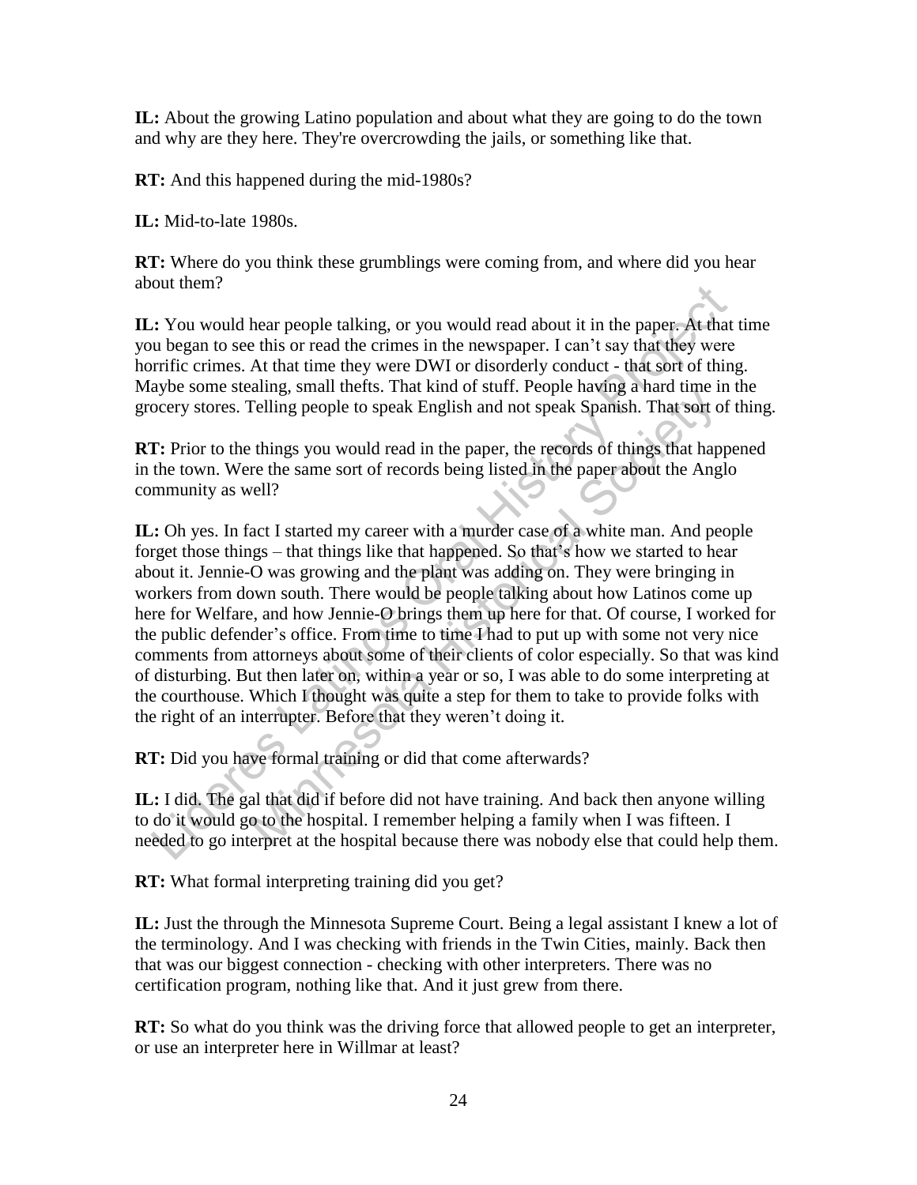**IL:** About the growing Latino population and about what they are going to do the town and why are they here. They're overcrowding the jails, or something like that.

**RT:** And this happened during the mid-1980s?

**IL:** Mid-to-late 1980s.

**RT:** Where do you think these grumblings were coming from, and where did you hear about them?

**IL:** You would hear people talking, or you would read about it in the paper. At that time you began to see this or read the crimes in the newspaper. I can't say that they were horrific crimes. At that time they were DWI or disorderly conduct - that sort of thing. Maybe some stealing, small thefts. That kind of stuff. People having a hard time in the grocery stores. Telling people to speak English and not speak Spanish. That sort of thing.

**RT:** Prior to the things you would read in the paper, the records of things that happened in the town. Were the same sort of records being listed in the paper about the Anglo community as well?

**IL:** Oh yes. In fact I started my career with a murder case of a white man. And people forget those things – that things like that happened. So that's how we started to hear about it. Jennie-O was growing and the plant was adding on. They were bringing in workers from down south. There would be people talking about how Latinos come up here for Welfare, and how Jennie-O brings them up here for that. Of course, I worked for the public defender's office. From time to time I had to put up with some not very nice comments from attorneys about some of their clients of color especially. So that was kind of disturbing. But then later on, within a year or so, I was able to do some interpreting at the courthouse. Which I thought was quite a step for them to take to provide folks with the right of an interrupter. Before that they weren't doing it.

**RT:** Did you have formal training or did that come afterwards?

**IL:** I did. The gal that did if before did not have training. And back then anyone willing to do it would go to the hospital. I remember helping a family when I was fifteen. I needed to go interpret at the hospital because there was nobody else that could help them.

**RT:** What formal interpreting training did you get?

**IL:** Just the through the Minnesota Supreme Court. Being a legal assistant I knew a lot of the terminology. And I was checking with friends in the Twin Cities, mainly. Back then that was our biggest connection - checking with other interpreters. There was no certification program, nothing like that. And it just grew from there.

**RT:** So what do you think was the driving force that allowed people to get an interpreter, or use an interpreter here in Willmar at least?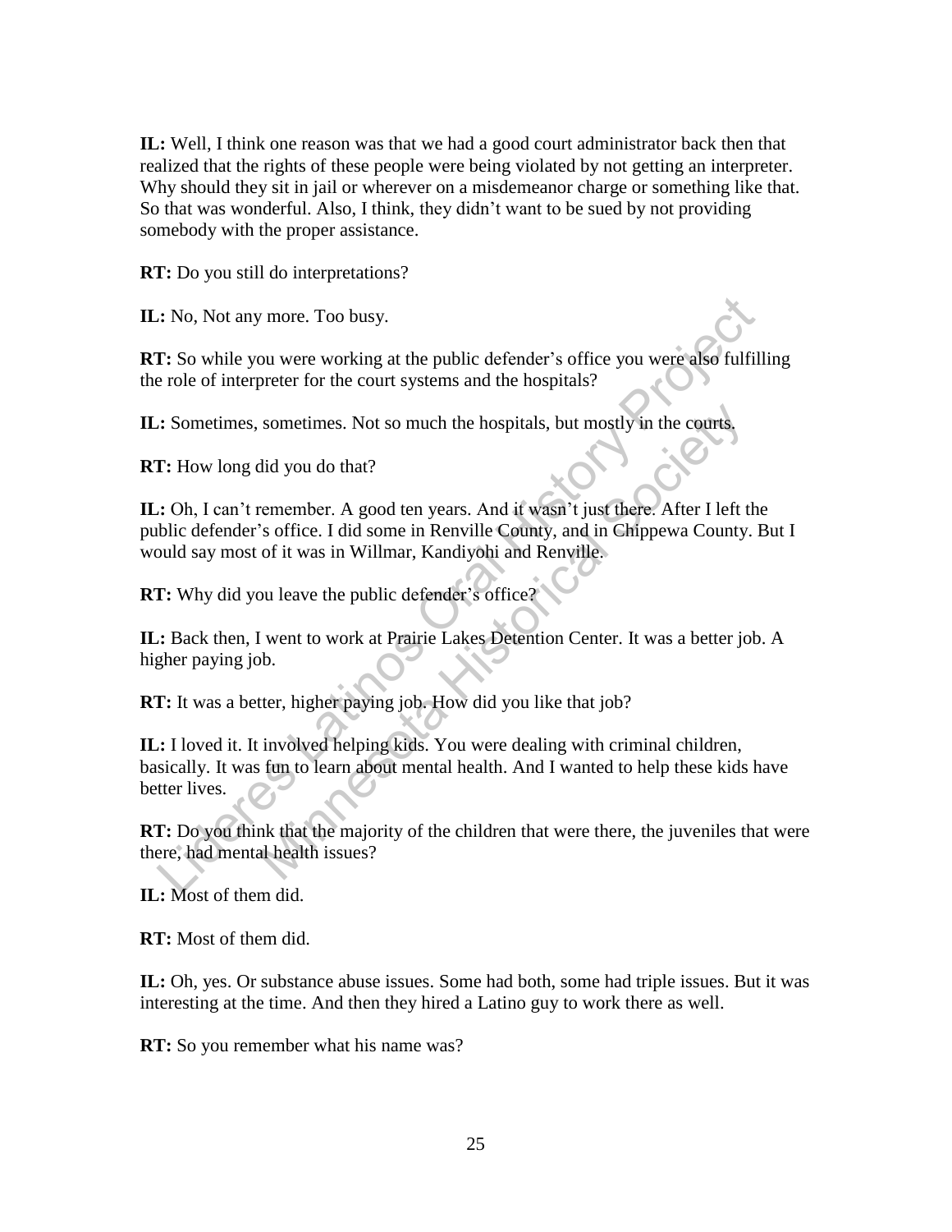**IL:** Well, I think one reason was that we had a good court administrator back then that realized that the rights of these people were being violated by not getting an interpreter. Why should they sit in jail or wherever on a misdemeanor charge or something like that. So that was wonderful. Also, I think, they didn't want to be sued by not providing somebody with the proper assistance.

**RT:** Do you still do interpretations?

**IL:** No, Not any more. Too busy.

**RT:** So while you were working at the public defender's office you were also fulfilling the role of interpreter for the court systems and the hospitals?

**IL:** Sometimes, sometimes. Not so much the hospitals, but mostly in the courts.

**RT:** How long did you do that?

**IL:** Oh, I can't remember. A good ten years. And it wasn't just there. After I left the public defender's office. I did some in Renville County, and in Chippewa County. But I would say most of it was in Willmar, Kandiyohi and Renville.

**RT:** Why did you leave the public defender's office?

**IL:** Back then, I went to work at Prairie Lakes Detention Center. It was a better job. A higher paying job.

**RT:** It was a better, higher paying job. How did you like that job?

**IL:** I loved it. It involved helping kids. You were dealing with criminal children, basically. It was fun to learn about mental health. And I wanted to help these kids have better lives.

**RT:** Do you think that the majority of the children that were there, the juveniles that were there, had mental health issues?

**IL:** Most of them did.

**RT:** Most of them did.

**IL:** Oh, yes. Or substance abuse issues. Some had both, some had triple issues. But it was interesting at the time. And then they hired a Latino guy to work there as well.

**RT:** So you remember what his name was?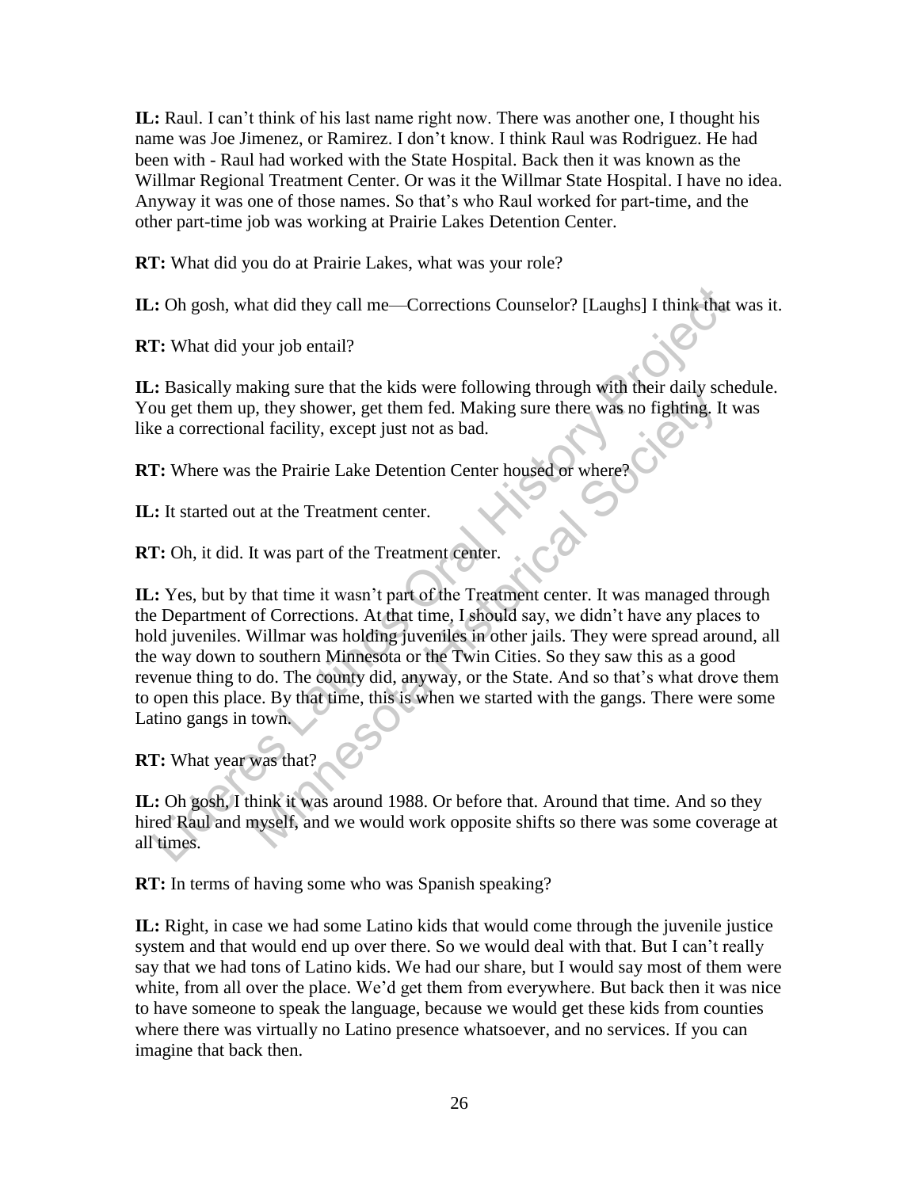**IL:** Raul. I can't think of his last name right now. There was another one, I thought his name was Joe Jimenez, or Ramirez. I don't know. I think Raul was Rodriguez. He had been with - Raul had worked with the State Hospital. Back then it was known as the Willmar Regional Treatment Center. Or was it the Willmar State Hospital. I have no idea. Anyway it was one of those names. So that's who Raul worked for part-time, and the other part-time job was working at Prairie Lakes Detention Center.

**RT:** What did you do at Prairie Lakes, what was your role?

**IL:** Oh gosh, what did they call me—Corrections Counselor? [Laughs] I think that was it.

**RT:** What did your job entail?

**IL:** Basically making sure that the kids were following through with their daily schedule. You get them up, they shower, get them fed. Making sure there was no fighting. It was like a correctional facility, except just not as bad.

**RT:** Where was the Prairie Lake Detention Center housed or where?

**IL:** It started out at the Treatment center.

**RT:** Oh, it did. It was part of the Treatment center.

**IL:** Yes, but by that time it wasn't part of the Treatment center. It was managed through the Department of Corrections. At that time, I should say, we didn't have any places to hold juveniles. Willmar was holding juveniles in other jails. They were spread around, all the way down to southern Minnesota or the Twin Cities. So they saw this as a good revenue thing to do. The county did, anyway, or the State. And so that's what drove them to open this place. By that time, this is when we started with the gangs. There were some Latino gangs in town.

**RT:** What year was that?

**IL:** Oh gosh, I think it was around 1988. Or before that. Around that time. And so they hired Raul and myself, and we would work opposite shifts so there was some coverage at all times.

**RT:** In terms of having some who was Spanish speaking?

**IL:** Right, in case we had some Latino kids that would come through the juvenile justice system and that would end up over there. So we would deal with that. But I can't really say that we had tons of Latino kids. We had our share, but I would say most of them were white, from all over the place. We'd get them from everywhere. But back then it was nice to have someone to speak the language, because we would get these kids from counties where there was virtually no Latino presence whatsoever, and no services. If you can imagine that back then.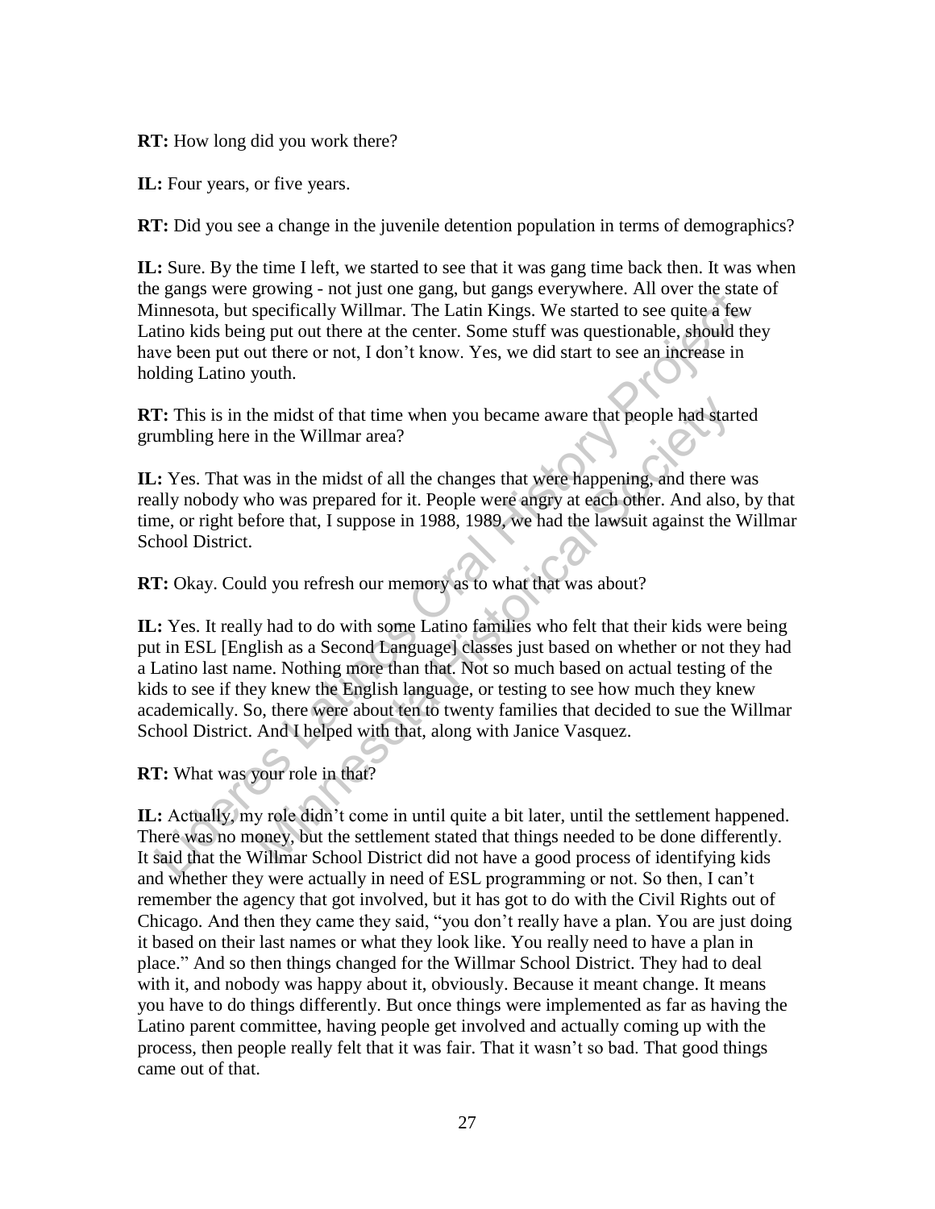**RT:** How long did you work there?

**IL:** Four years, or five years.

**RT:** Did you see a change in the juvenile detention population in terms of demographics?

**IL:** Sure. By the time I left, we started to see that it was gang time back then. It was when the gangs were growing - not just one gang, but gangs everywhere. All over the state of Minnesota, but specifically Willmar. The Latin Kings. We started to see quite a few Latino kids being put out there at the center. Some stuff was questionable, should they have been put out there or not, I don't know. Yes, we did start to see an increase in holding Latino youth.

**RT:** This is in the midst of that time when you became aware that people had started grumbling here in the Willmar area?

**IL:** Yes. That was in the midst of all the changes that were happening, and there was really nobody who was prepared for it. People were angry at each other. And also, by that time, or right before that, I suppose in 1988, 1989, we had the lawsuit against the Willmar School District.

**RT:** Okay. Could you refresh our memory as to what that was about?

**IL:** Yes. It really had to do with some Latino families who felt that their kids were being put in ESL [English as a Second Language] classes just based on whether or not they had a Latino last name. Nothing more than that. Not so much based on actual testing of the kids to see if they knew the English language, or testing to see how much they knew academically. So, there were about ten to twenty families that decided to sue the Willmar School District. And I helped with that, along with Janice Vasquez.

**RT:** What was your role in that?

**IL:** Actually, my role didn't come in until quite a bit later, until the settlement happened. There was no money, but the settlement stated that things needed to be done differently. It said that the Willmar School District did not have a good process of identifying kids and whether they were actually in need of ESL programming or not. So then, I can't remember the agency that got involved, but it has got to do with the Civil Rights out of Chicago. And then they came they said, "you don't really have a plan. You are just doing it based on their last names or what they look like. You really need to have a plan in place." And so then things changed for the Willmar School District. They had to deal with it, and nobody was happy about it, obviously. Because it meant change. It means you have to do things differently. But once things were implemented as far as having the Latino parent committee, having people get involved and actually coming up with the process, then people really felt that it was fair. That it wasn't so bad. That good things came out of that.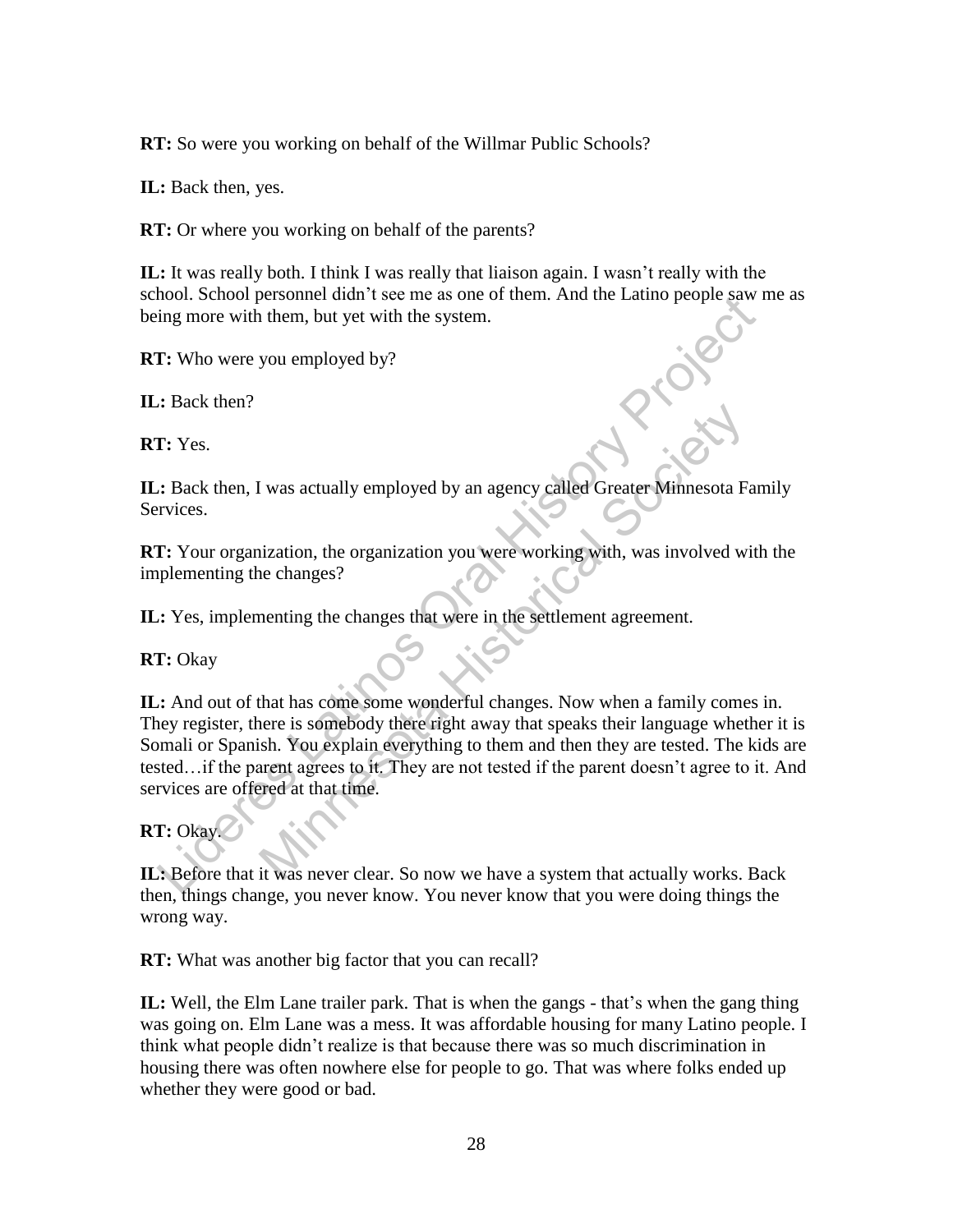**RT:** So were you working on behalf of the Willmar Public Schools?

**IL:** Back then, yes.

**RT:** Or where you working on behalf of the parents?

**IL:** It was really both. I think I was really that liaison again. I wasn't really with the school. School personnel didn't see me as one of them. And the Latino people saw me as being more with them, but yet with the system.

**RT:** Who were you employed by?

**IL:** Back then?

**RT:** Yes.

**IL:** Back then, I was actually employed by an agency called Greater Minnesota Family Services.

**RT:** Your organization, the organization you were working with, was involved with the implementing the changes?

**IL:** Yes, implementing the changes that were in the settlement agreement.

**RT:** Okay

**IL:** And out of that has come some wonderful changes. Now when a family comes in. They register, there is somebody there right away that speaks their language whether it is Somali or Spanish. You explain everything to them and then they are tested. The kids are tested…if the parent agrees to it. They are not tested if the parent doesn't agree to it. And services are offered at that time.

**RT:** Okay.

**IL:** Before that it was never clear. So now we have a system that actually works. Back then, things change, you never know. You never know that you were doing things the wrong way.

**RT:** What was another big factor that you can recall?

**IL:** Well, the Elm Lane trailer park. That is when the gangs - that's when the gang thing was going on. Elm Lane was a mess. It was affordable housing for many Latino people. I think what people didn't realize is that because there was so much discrimination in housing there was often nowhere else for people to go. That was where folks ended up whether they were good or bad.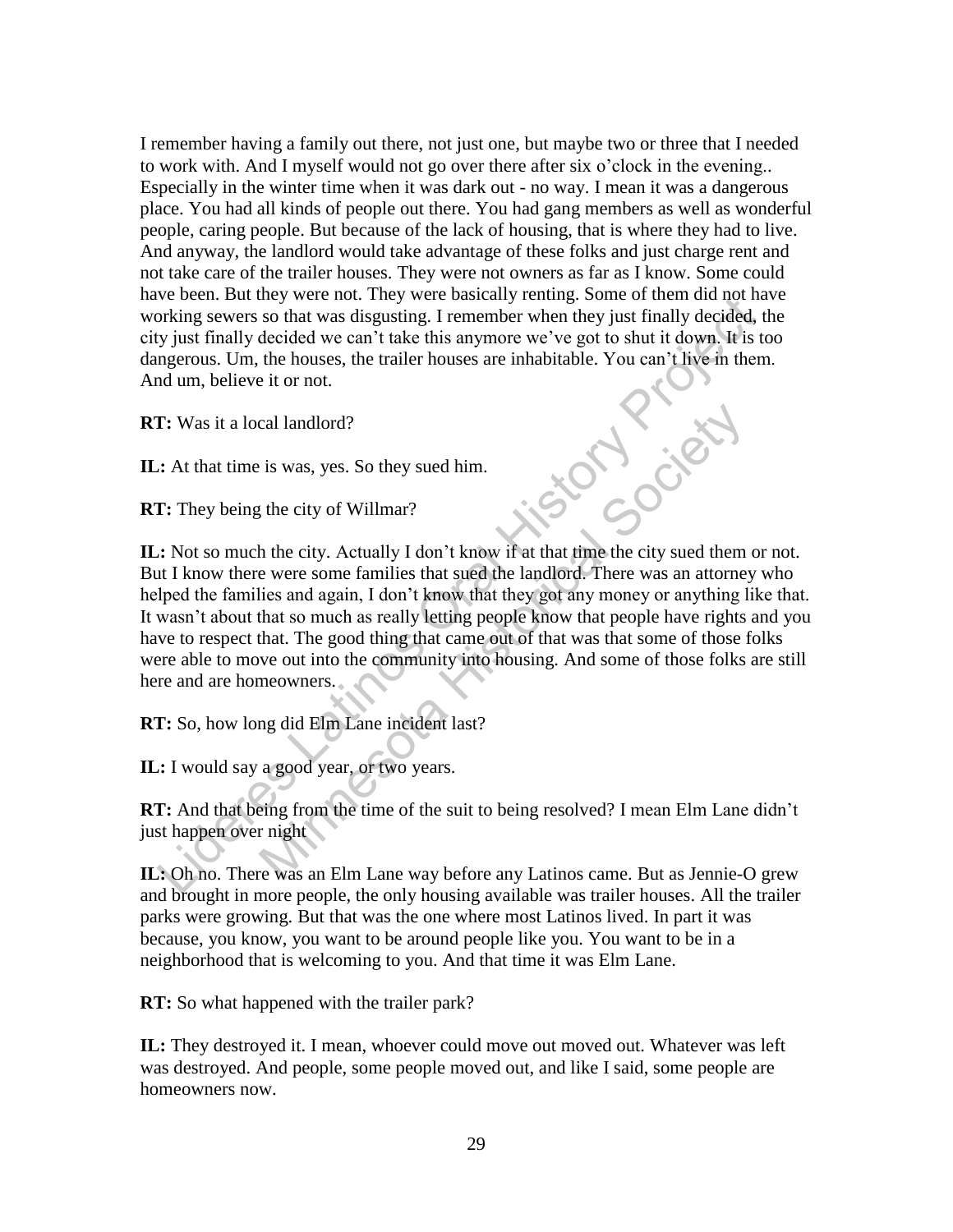I remember having a family out there, not just one, but maybe two or three that I needed to work with. And I myself would not go over there after six o'clock in the evening.. Especially in the winter time when it was dark out - no way. I mean it was a dangerous place. You had all kinds of people out there. You had gang members as well as wonderful people, caring people. But because of the lack of housing, that is where they had to live. And anyway, the landlord would take advantage of these folks and just charge rent and not take care of the trailer houses. They were not owners as far as I know. Some could have been. But they were not. They were basically renting. Some of them did not have working sewers so that was disgusting. I remember when they just finally decided, the city just finally decided we can't take this anymore we've got to shut it down. It is too dangerous. Um, the houses, the trailer houses are inhabitable. You can't live in them. And um, believe it or not.

**RT:** Was it a local landlord?

**IL:** At that time is was, yes. So they sued him.

**RT:** They being the city of Willmar?

**IL:** Not so much the city. Actually I don't know if at that time the city sued them or not. But I know there were some families that sued the landlord. There was an attorney who helped the families and again, I don't know that they got any money or anything like that. It wasn't about that so much as really letting people know that people have rights and you have to respect that. The good thing that came out of that was that some of those folks were able to move out into the community into housing. And some of those folks are still here and are homeowners.

**RT:** So, how long did Elm Lane incident last?

**IL:** I would say a good year, or two years.

**RT:** And that being from the time of the suit to being resolved? I mean Elm Lane didn't just happen over night

**IL:** Oh no. There was an Elm Lane way before any Latinos came. But as Jennie-O grew and brought in more people, the only housing available was trailer houses. All the trailer parks were growing. But that was the one where most Latinos lived. In part it was because, you know, you want to be around people like you. You want to be in a neighborhood that is welcoming to you. And that time it was Elm Lane.

**RT:** So what happened with the trailer park?

**IL:** They destroyed it. I mean, whoever could move out moved out. Whatever was left was destroyed. And people, some people moved out, and like I said, some people are homeowners now.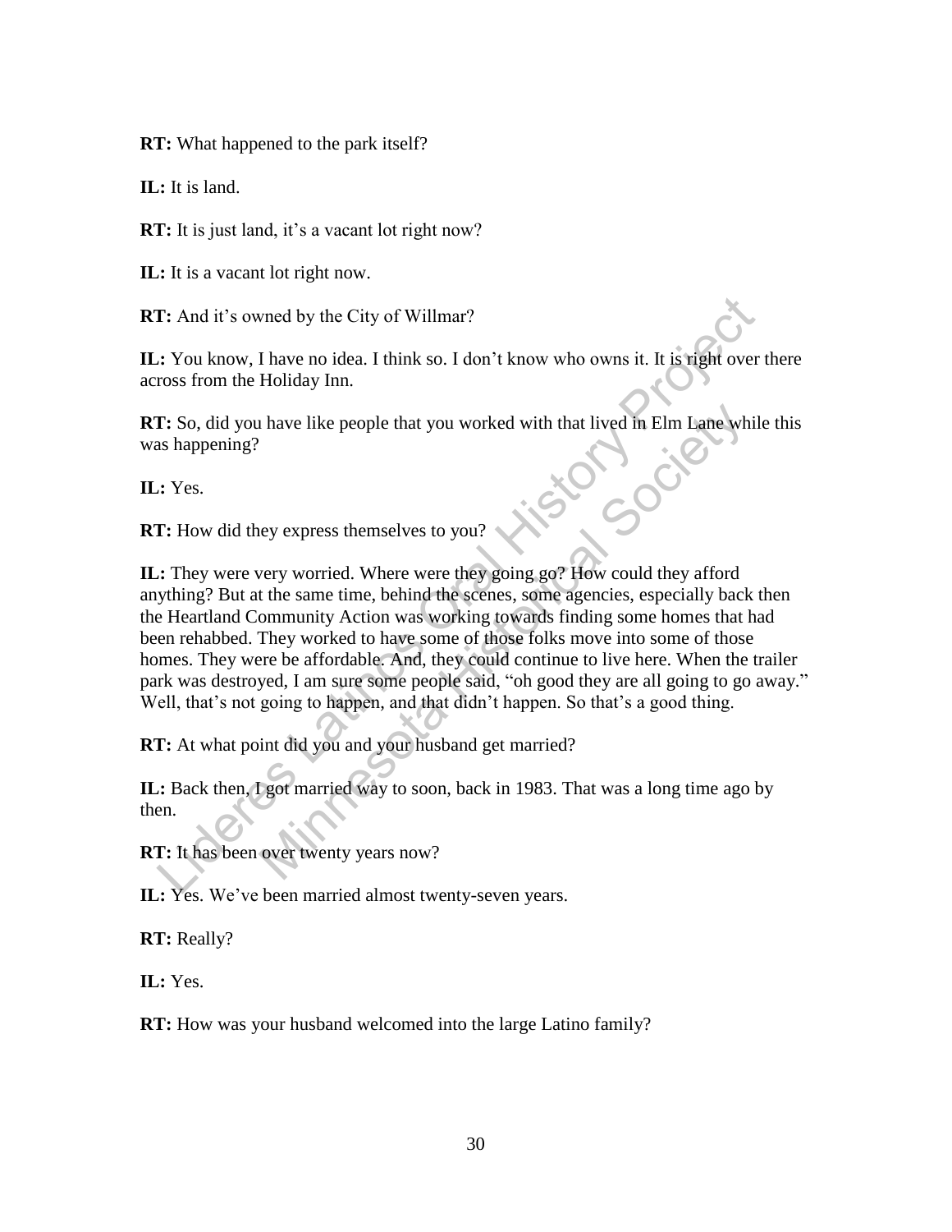**RT:** What happened to the park itself?

**IL:** It is land.

**RT:** It is just land, it's a vacant lot right now?

**IL:** It is a vacant lot right now.

**RT:** And it's owned by the City of Willmar?

**IL:** You know, I have no idea. I think so. I don't know who owns it. It is right over there across from the Holiday Inn.

**RT:** So, did you have like people that you worked with that lived in Elm Lane while this was happening?

**IL:** Yes.

**RT:** How did they express themselves to you?

**IL:** They were very worried. Where were they going go? How could they afford anything? But at the same time, behind the scenes, some agencies, especially back then the Heartland Community Action was working towards finding some homes that had been rehabbed. They worked to have some of those folks move into some of those homes. They were be affordable. And, they could continue to live here. When the trailer park was destroyed, I am sure some people said, "oh good they are all going to go away." Well, that's not going to happen, and that didn't happen. So that's a good thing.

**RT:** At what point did you and your husband get married?

**IL:** Back then, I got married way to soon, back in 1983. That was a long time ago by then.

**RT:** It has been over twenty years now?

**IL:** Yes. We've been married almost twenty-seven years.

**RT:** Really?

**IL:** Yes.

**RT:** How was your husband welcomed into the large Latino family?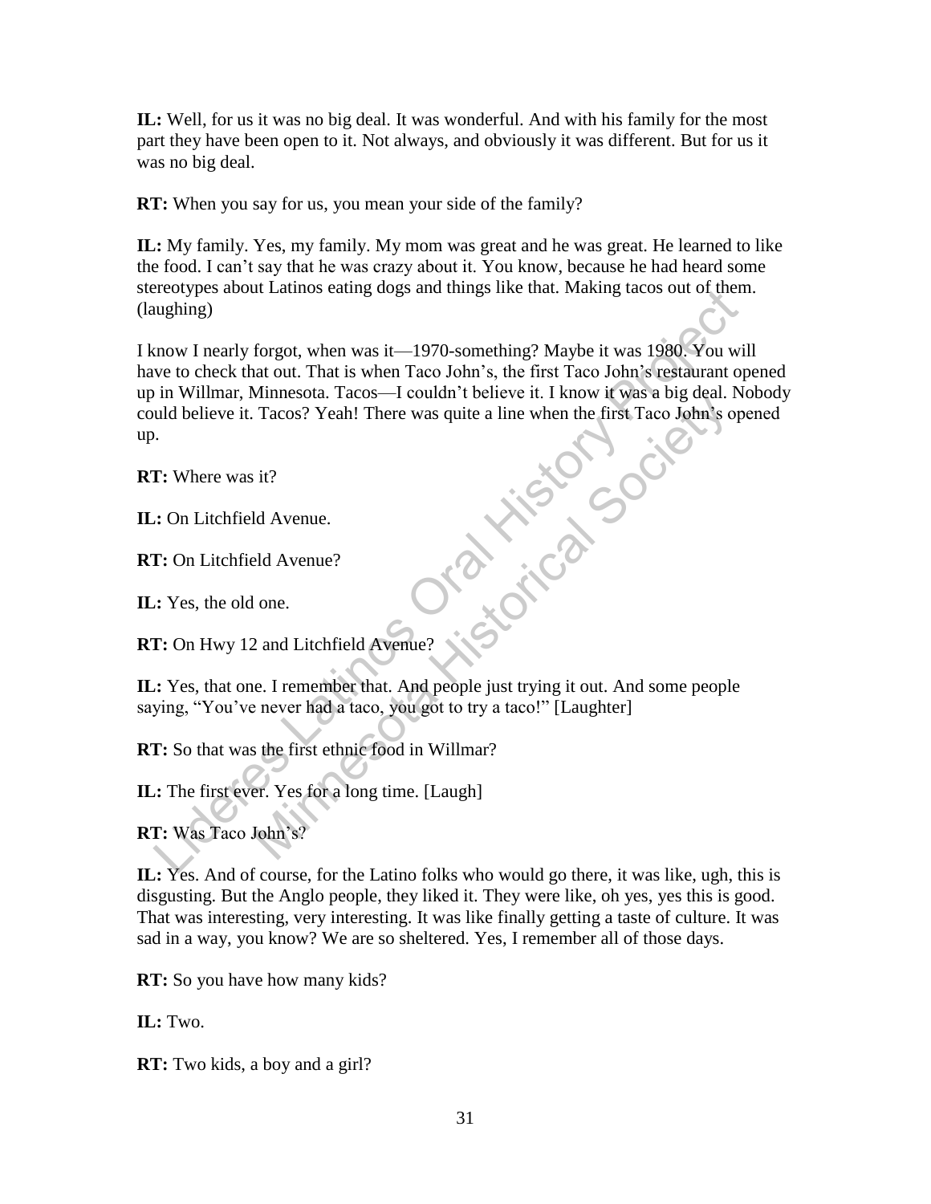**IL:** Well, for us it was no big deal. It was wonderful. And with his family for the most part they have been open to it. Not always, and obviously it was different. But for us it was no big deal.

**RT:** When you say for us, you mean your side of the family?

**IL:** My family. Yes, my family. My mom was great and he was great. He learned to like the food. I can't say that he was crazy about it. You know, because he had heard some stereotypes about Latinos eating dogs and things like that. Making tacos out of them. (laughing)

I know I nearly forgot, when was it—1970-something? Maybe it was 1980. You will have to check that out. That is when Taco John's, the first Taco John's restaurant opened up in Willmar, Minnesota. Tacos—I couldn't believe it. I know it was a big deal. Nobody could believe it. Tacos? Yeah! There was quite a line when the first Taco John's opened up.

**RT:** Where was it?

**IL:** On Litchfield Avenue.

**RT:** On Litchfield Avenue?

**IL:** Yes, the old one.

**RT:** On Hwy 12 and Litchfield Avenue?

**IL:** Yes, that one. I remember that. And people just trying it out. And some people saying, "You've never had a taco, you got to try a taco!" [Laughter]

**RT:** So that was the first ethnic food in Willmar?

**IL:** The first ever. Yes for a long time. [Laugh]

**RT:** Was Taco John's?

**IL:** Yes. And of course, for the Latino folks who would go there, it was like, ugh, this is disgusting. But the Anglo people, they liked it. They were like, oh yes, yes this is good. That was interesting, very interesting. It was like finally getting a taste of culture. It was sad in a way, you know? We are so sheltered. Yes, I remember all of those days.

**RT:** So you have how many kids?

**IL:** Two.

**RT:** Two kids, a boy and a girl?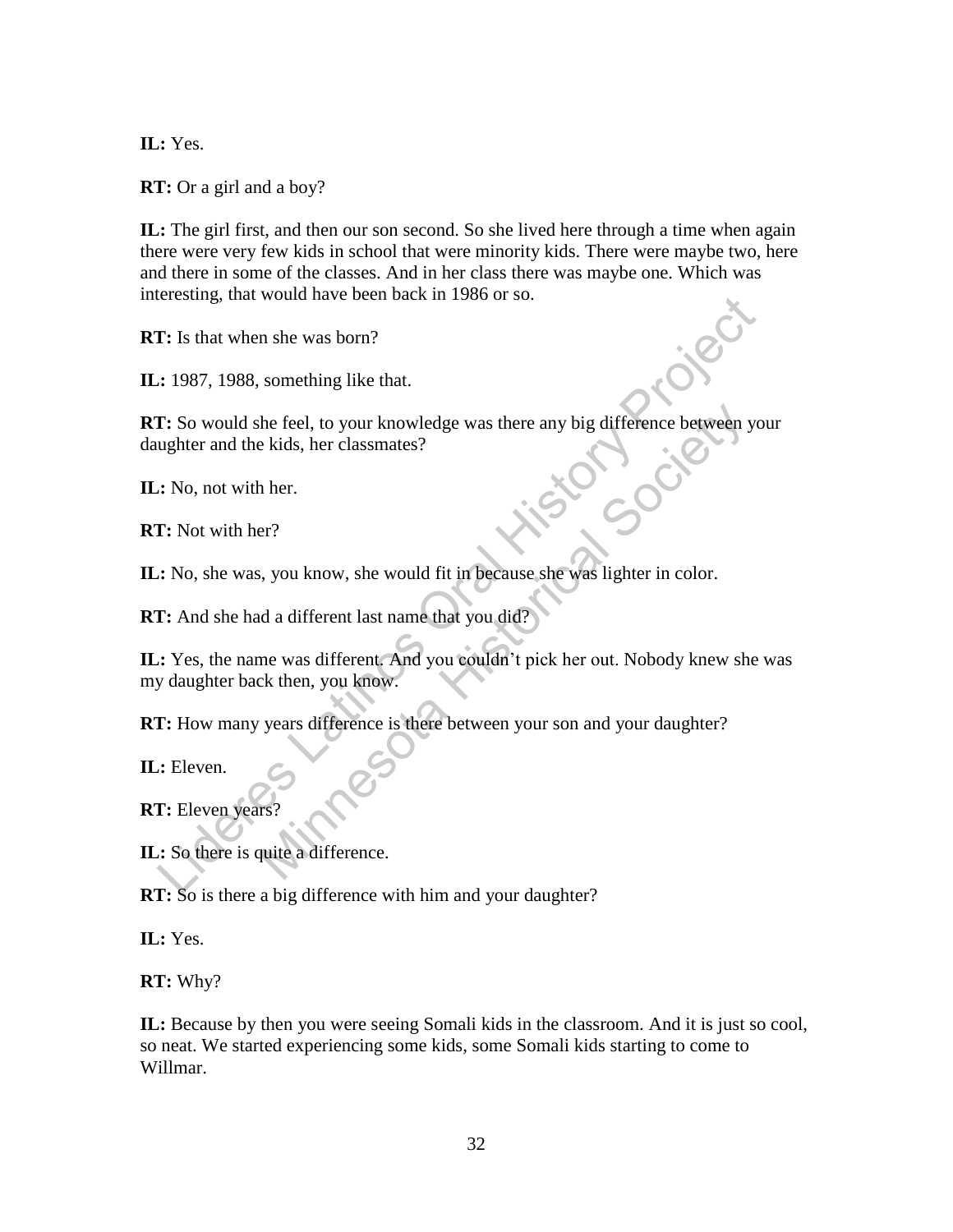**IL:** Yes.

**RT:** Or a girl and a boy?

**IL:** The girl first, and then our son second. So she lived here through a time when again there were very few kids in school that were minority kids. There were maybe two, here and there in some of the classes. And in her class there was maybe one. Which was interesting, that would have been back in 1986 or so.

**RT:** Is that when she was born?

**IL:** 1987, 1988, something like that.

**RT:** So would she feel, to your knowledge was there any big difference between your daughter and the kids, her classmates?

**IL:** No, not with her.

**RT:** Not with her?

**IL:** No, she was, you know, she would fit in because she was lighter in color.

**RT:** And she had a different last name that you did?

**IL:** Yes, the name was different. And you couldn't pick her out. Nobody knew she was my daughter back then, you know.

**RT:** How many years difference is there between your son and your daughter?

**IL:** Eleven.

**RT:** Eleven years?

**IL:** So there is quite a difference.

**RT:** So is there a big difference with him and your daughter?

**IL:** Yes.

**RT:** Why?

**IL:** Because by then you were seeing Somali kids in the classroom. And it is just so cool, so neat. We started experiencing some kids, some Somali kids starting to come to Willmar.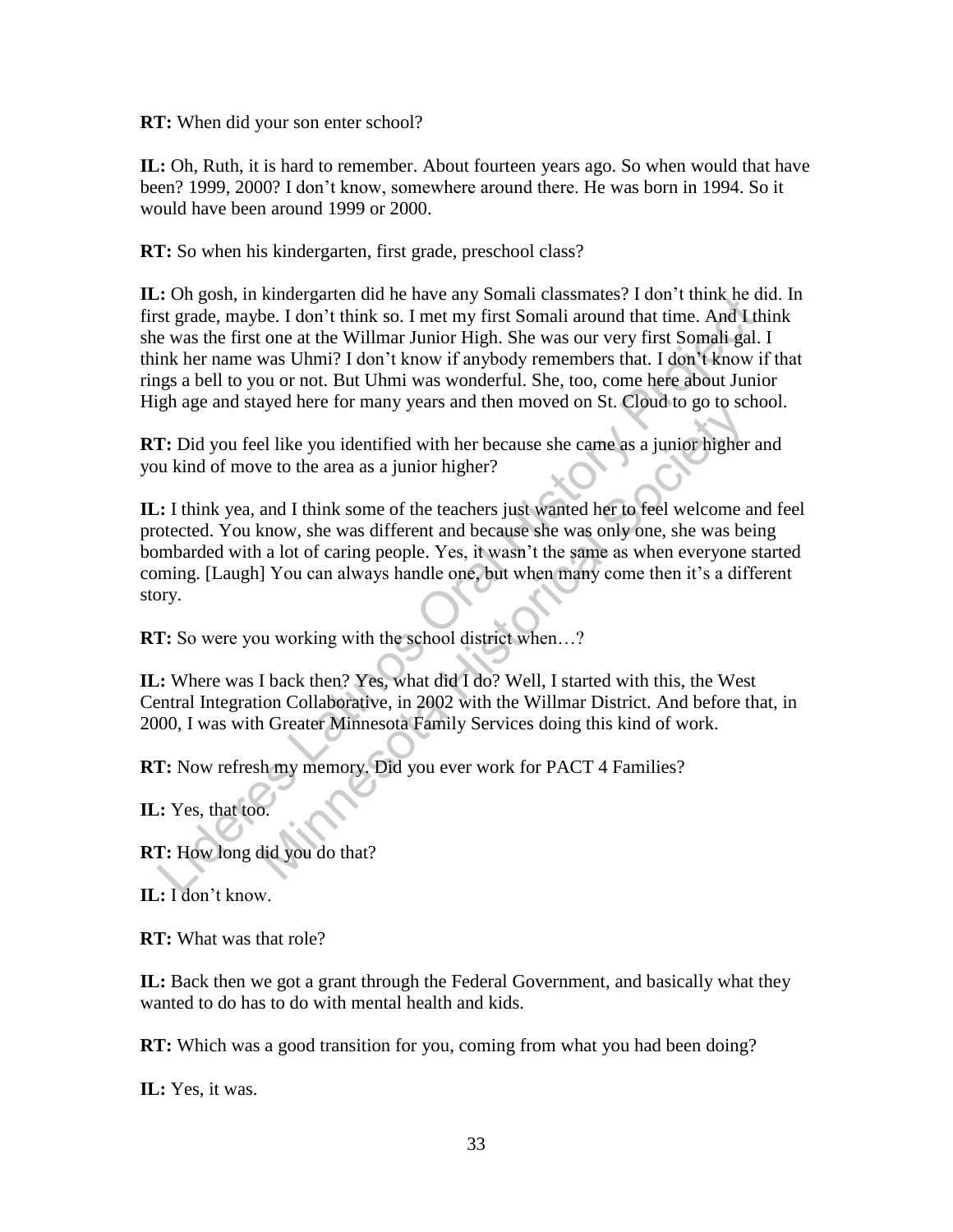**RT:** When did your son enter school?

**IL:** Oh, Ruth, it is hard to remember. About fourteen years ago. So when would that have been? 1999, 2000? I don't know, somewhere around there. He was born in 1994. So it would have been around 1999 or 2000.

**RT:** So when his kindergarten, first grade, preschool class?

**IL:** Oh gosh, in kindergarten did he have any Somali classmates? I don't think he did. In first grade, maybe. I don't think so. I met my first Somali around that time. And I think she was the first one at the Willmar Junior High. She was our very first Somali gal. I think her name was Uhmi? I don't know if anybody remembers that. I don't know if that rings a bell to you or not. But Uhmi was wonderful. She, too, come here about Junior High age and stayed here for many years and then moved on St. Cloud to go to school.

**RT:** Did you feel like you identified with her because she came as a junior higher and you kind of move to the area as a junior higher?

**IL:** I think yea, and I think some of the teachers just wanted her to feel welcome and feel protected. You know, she was different and because she was only one, she was being bombarded with a lot of caring people. Yes, it wasn't the same as when everyone started coming. [Laugh] You can always handle one, but when many come then it's a different story.

**RT:** So were you working with the school district when…?

**IL:** Where was I back then? Yes, what did I do? Well, I started with this, the West Central Integration Collaborative, in 2002 with the Willmar District. And before that, in 2000, I was with Greater Minnesota Family Services doing this kind of work.

**RT:** Now refresh my memory. Did you ever work for PACT 4 Families?

**IL:** Yes, that too.

**RT:** How long did you do that?

**IL:** I don't know.

**RT:** What was that role?

**IL:** Back then we got a grant through the Federal Government, and basically what they wanted to do has to do with mental health and kids.

**RT:** Which was a good transition for you, coming from what you had been doing?

**IL:** Yes, it was.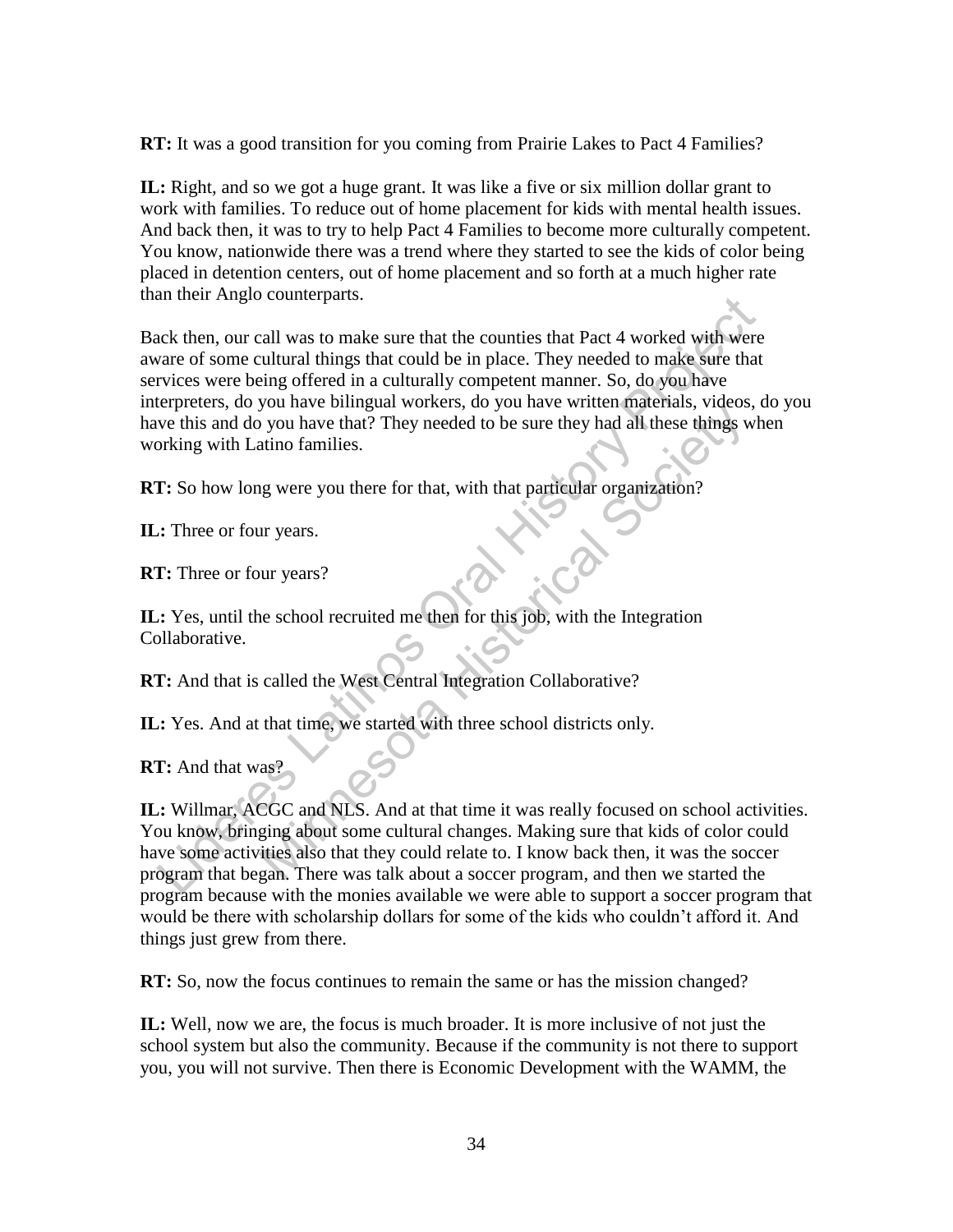**RT:** It was a good transition for you coming from Prairie Lakes to Pact 4 Families?

**IL:** Right, and so we got a huge grant. It was like a five or six million dollar grant to work with families. To reduce out of home placement for kids with mental health issues. And back then, it was to try to help Pact 4 Families to become more culturally competent. You know, nationwide there was a trend where they started to see the kids of color being placed in detention centers, out of home placement and so forth at a much higher rate than their Anglo counterparts.

Back then, our call was to make sure that the counties that Pact 4 worked with were aware of some cultural things that could be in place. They needed to make sure that services were being offered in a culturally competent manner. So, do you have interpreters, do you have bilingual workers, do you have written materials, videos, do you have this and do you have that? They needed to be sure they had all these things when working with Latino families.

**RT:** So how long were you there for that, with that particular organization?

**IL:** Three or four years.

**RT:** Three or four years?

**IL:** Yes, until the school recruited me then for this job, with the Integration Collaborative.

**RT:** And that is called the West Central Integration Collaborative?

**IL:** Yes. And at that time, we started with three school districts only.

**RT:** And that was?

**IL:** Willmar, ACGC and NLS. And at that time it was really focused on school activities. You know, bringing about some cultural changes. Making sure that kids of color could have some activities also that they could relate to. I know back then, it was the soccer program that began. There was talk about a soccer program, and then we started the program because with the monies available we were able to support a soccer program that would be there with scholarship dollars for some of the kids who couldn't afford it. And things just grew from there.

**RT:** So, now the focus continues to remain the same or has the mission changed?

**IL:** Well, now we are, the focus is much broader. It is more inclusive of not just the school system but also the community. Because if the community is not there to support you, you will not survive. Then there is Economic Development with the WAMM, the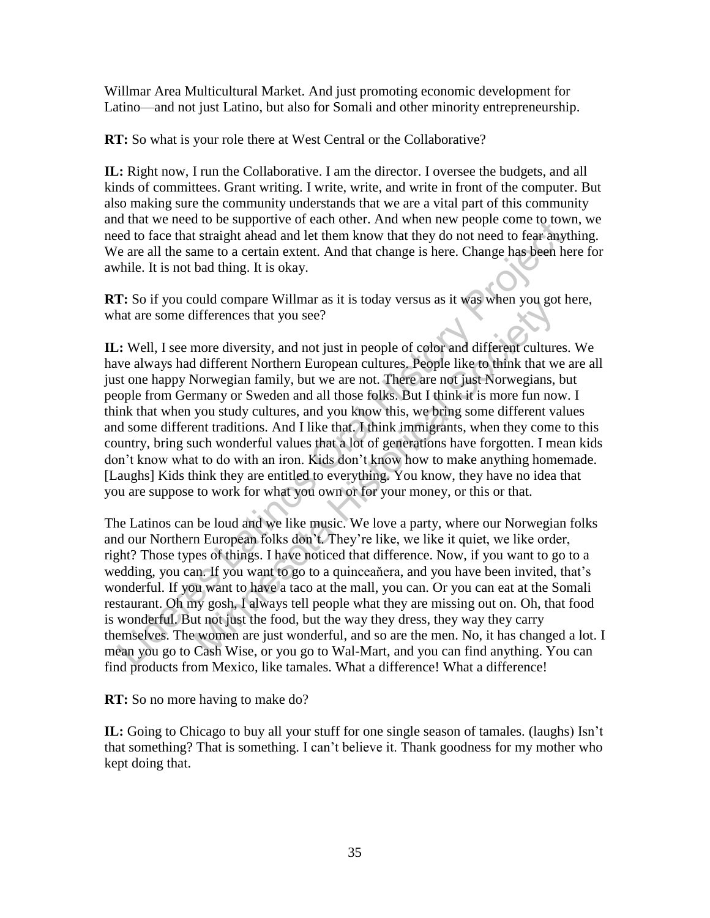Willmar Area Multicultural Market. And just promoting economic development for Latino—and not just Latino, but also for Somali and other minority entrepreneurship.

**RT:** So what is your role there at West Central or the Collaborative?

**IL:** Right now, I run the Collaborative. I am the director. I oversee the budgets, and all kinds of committees. Grant writing. I write, write, and write in front of the computer. But also making sure the community understands that we are a vital part of this community and that we need to be supportive of each other. And when new people come to town, we need to face that straight ahead and let them know that they do not need to fear anything. We are all the same to a certain extent. And that change is here. Change has been here for awhile. It is not bad thing. It is okay.

**RT:** So if you could compare Willmar as it is today versus as it was when you got here, what are some differences that you see?

**IL:** Well, I see more diversity, and not just in people of color and different cultures. We have always had different Northern European cultures. People like to think that we are all just one happy Norwegian family, but we are not. There are not just Norwegians, but people from Germany or Sweden and all those folks. But I think it is more fun now. I think that when you study cultures, and you know this, we bring some different values and some different traditions. And I like that. I think immigrants, when they come to this country, bring such wonderful values that a lot of generations have forgotten. I mean kids don't know what to do with an iron. Kids don't know how to make anything homemade. [Laughs] Kids think they are entitled to everything. You know, they have no idea that you are suppose to work for what you own or for your money, or this or that.

The Latinos can be loud and we like music. We love a party, where our Norwegian folks and our Northern European folks don't. They're like, we like it quiet, we like order, right? Those types of things. I have noticed that difference. Now, if you want to go to a wedding, you can. If you want to go to a quinceaňera, and you have been invited, that's wonderful. If you want to have a taco at the mall, you can. Or you can eat at the Somali restaurant. Oh my gosh, I always tell people what they are missing out on. Oh, that food is wonderful. But not just the food, but the way they dress, they way they carry themselves. The women are just wonderful, and so are the men. No, it has changed a lot. I mean you go to Cash Wise, or you go to Wal-Mart, and you can find anything. You can find products from Mexico, like tamales. What a difference! What a difference!

**RT:** So no more having to make do?

**IL:** Going to Chicago to buy all your stuff for one single season of tamales. (laughs) Isn't that something? That is something. I can't believe it. Thank goodness for my mother who kept doing that.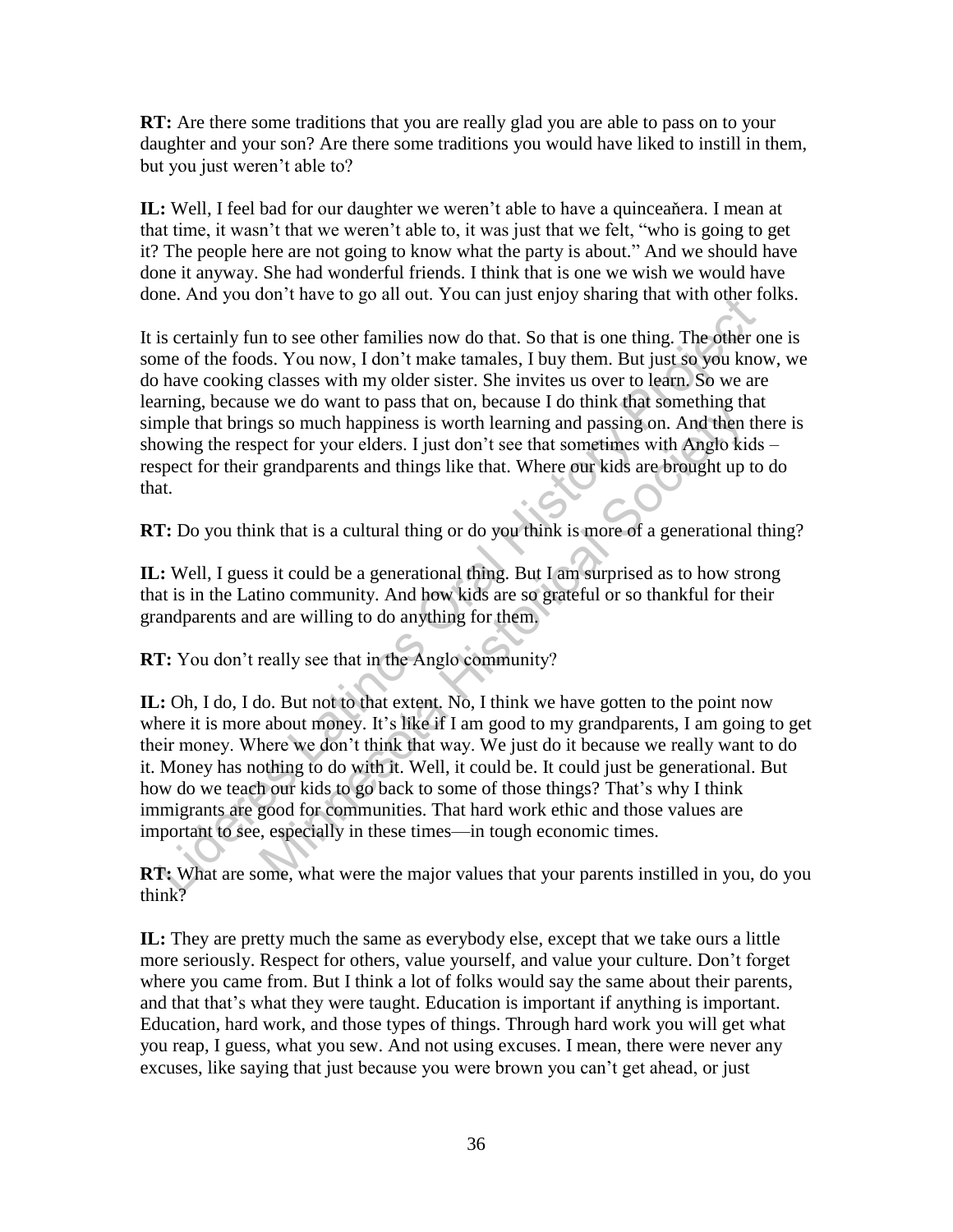**RT:** Are there some traditions that you are really glad you are able to pass on to your daughter and your son? Are there some traditions you would have liked to instill in them, but you just weren't able to?

**IL:** Well, I feel bad for our daughter we weren't able to have a quinceaňera. I mean at that time, it wasn't that we weren't able to, it was just that we felt, "who is going to get it? The people here are not going to know what the party is about." And we should have done it anyway. She had wonderful friends. I think that is one we wish we would have done. And you don't have to go all out. You can just enjoy sharing that with other folks.

It is certainly fun to see other families now do that. So that is one thing. The other one is some of the foods. You now, I don't make tamales, I buy them. But just so you know, we do have cooking classes with my older sister. She invites us over to learn. So we are learning, because we do want to pass that on, because I do think that something that simple that brings so much happiness is worth learning and passing on. And then there is showing the respect for your elders. I just don't see that sometimes with Anglo kids – respect for their grandparents and things like that. Where our kids are brought up to do that.

**RT:** Do you think that is a cultural thing or do you think is more of a generational thing?

**IL:** Well, I guess it could be a generational thing. But I am surprised as to how strong that is in the Latino community. And how kids are so grateful or so thankful for their grandparents and are willing to do anything for them.

**RT:** You don't really see that in the Anglo community?

**IL:** Oh, I do, I do. But not to that extent. No, I think we have gotten to the point now where it is more about money. It's like if I am good to my grandparents, I am going to get their money. Where we don't think that way. We just do it because we really want to do it. Money has nothing to do with it. Well, it could be. It could just be generational. But how do we teach our kids to go back to some of those things? That's why I think immigrants are good for communities. That hard work ethic and those values are important to see, especially in these times—in tough economic times.

**RT:** What are some, what were the major values that your parents instilled in you, do you think?

**IL:** They are pretty much the same as everybody else, except that we take ours a little more seriously. Respect for others, value yourself, and value your culture. Don't forget where you came from. But I think a lot of folks would say the same about their parents, and that that's what they were taught. Education is important if anything is important. Education, hard work, and those types of things. Through hard work you will get what you reap, I guess, what you sew. And not using excuses. I mean, there were never any excuses, like saying that just because you were brown you can't get ahead, or just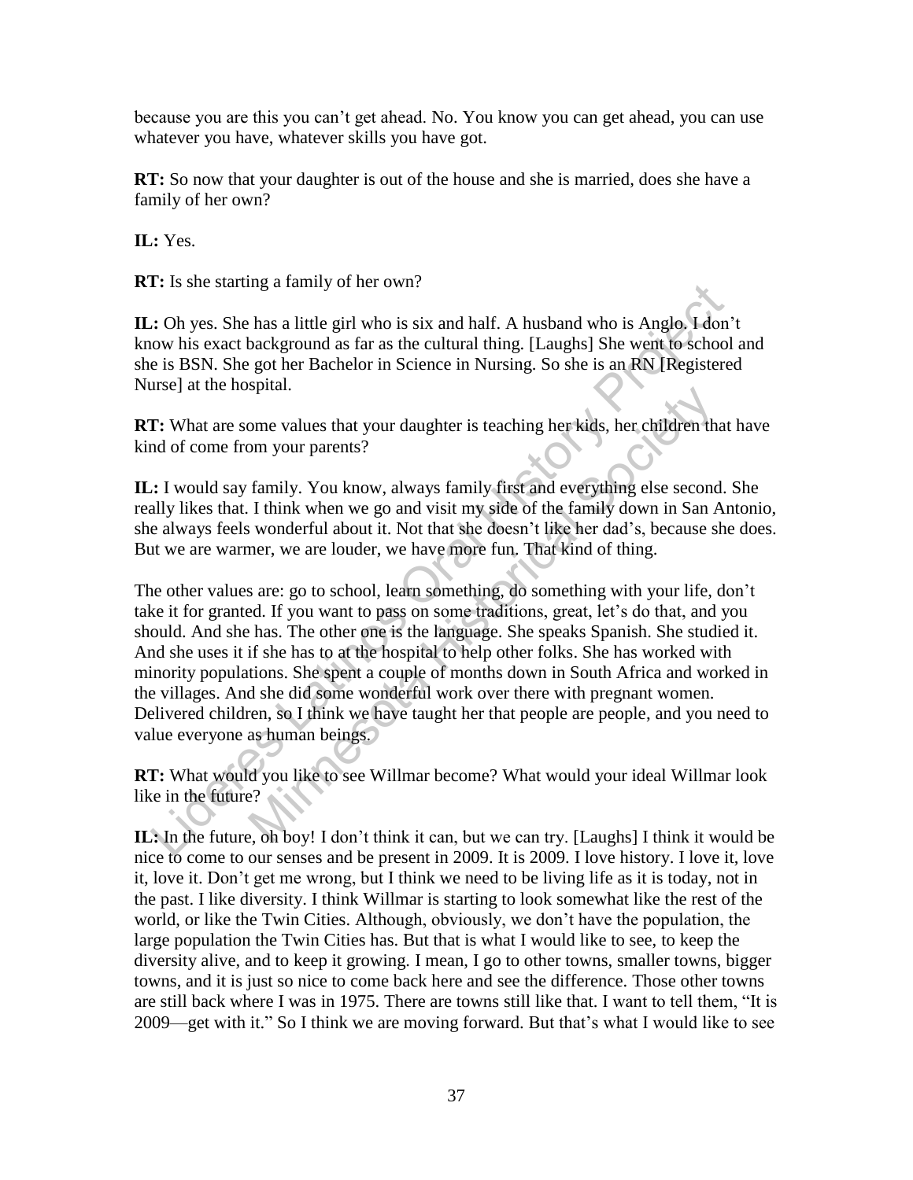because you are this you can't get ahead. No. You know you can get ahead, you can use whatever you have, whatever skills you have got.

**RT:** So now that your daughter is out of the house and she is married, does she have a family of her own?

**IL:** Yes.

**RT:** Is she starting a family of her own?

**IL:** Oh yes. She has a little girl who is six and half. A husband who is Anglo. I don't know his exact background as far as the cultural thing. [Laughs] She went to school and she is BSN. She got her Bachelor in Science in Nursing. So she is an RN [Registered Nurse] at the hospital.

**RT:** What are some values that your daughter is teaching her kids, her children that have kind of come from your parents?

**IL:** I would say family. You know, always family first and everything else second. She really likes that. I think when we go and visit my side of the family down in San Antonio, she always feels wonderful about it. Not that she doesn't like her dad's, because she does. But we are warmer, we are louder, we have more fun. That kind of thing.

The other values are: go to school, learn something, do something with your life, don't take it for granted. If you want to pass on some traditions, great, let's do that, and you should. And she has. The other one is the language. She speaks Spanish. She studied it. And she uses it if she has to at the hospital to help other folks. She has worked with minority populations. She spent a couple of months down in South Africa and worked in the villages. And she did some wonderful work over there with pregnant women. Delivered children, so I think we have taught her that people are people, and you need to value everyone as human beings.

**RT:** What would you like to see Willmar become? What would your ideal Willmar look like in the future?

**IL:** In the future, oh boy! I don't think it can, but we can try. [Laughs] I think it would be nice to come to our senses and be present in 2009. It is 2009. I love history. I love it, love it, love it. Don't get me wrong, but I think we need to be living life as it is today, not in the past. I like diversity. I think Willmar is starting to look somewhat like the rest of the world, or like the Twin Cities. Although, obviously, we don't have the population, the large population the Twin Cities has. But that is what I would like to see, to keep the diversity alive, and to keep it growing. I mean, I go to other towns, smaller towns, bigger towns, and it is just so nice to come back here and see the difference. Those other towns are still back where I was in 1975. There are towns still like that. I want to tell them, "It is 2009—get with it." So I think we are moving forward. But that's what I would like to see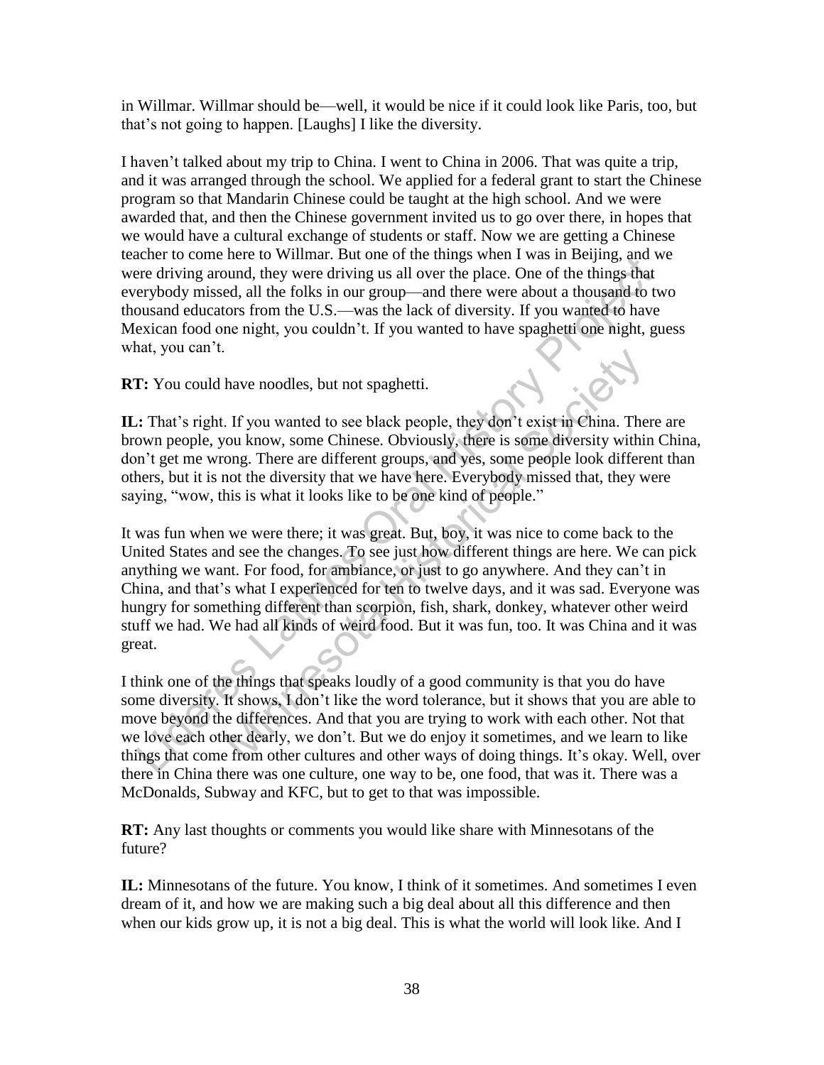in Willmar. Willmar should be—well, it would be nice if it could look like Paris, too, but that's not going to happen. [Laughs] I like the diversity.

I haven't talked about my trip to China. I went to China in 2006. That was quite a trip, and it was arranged through the school. We applied for a federal grant to start the Chinese program so that Mandarin Chinese could be taught at the high school. And we were awarded that, and then the Chinese government invited us to go over there, in hopes that we would have a cultural exchange of students or staff. Now we are getting a Chinese teacher to come here to Willmar. But one of the things when I was in Beijing, and we were driving around, they were driving us all over the place. One of the things that everybody missed, all the folks in our group—and there were about a thousand to two thousand educators from the U.S.—was the lack of diversity. If you wanted to have Mexican food one night, you couldn't. If you wanted to have spaghetti one night, guess what, you can't.

**RT:** You could have noodles, but not spaghetti.

**IL:** That's right. If you wanted to see black people, they don't exist in China. There are brown people, you know, some Chinese. Obviously, there is some diversity within China, don't get me wrong. There are different groups, and yes, some people look different than others, but it is not the diversity that we have here. Everybody missed that, they were saying, "wow, this is what it looks like to be one kind of people."

It was fun when we were there; it was great. But, boy, it was nice to come back to the United States and see the changes. To see just how different things are here. We can pick anything we want. For food, for ambiance, or just to go anywhere. And they can't in China, and that's what I experienced for ten to twelve days, and it was sad. Everyone was hungry for something different than scorpion, fish, shark, donkey, whatever other weird stuff we had. We had all kinds of weird food. But it was fun, too. It was China and it was great.

I think one of the things that speaks loudly of a good community is that you do have some diversity. It shows, I don't like the word tolerance, but it shows that you are able to move beyond the differences. And that you are trying to work with each other. Not that we love each other dearly, we don't. But we do enjoy it sometimes, and we learn to like things that come from other cultures and other ways of doing things. It's okay. Well, over there in China there was one culture, one way to be, one food, that was it. There was a McDonalds, Subway and KFC, but to get to that was impossible.

**RT:** Any last thoughts or comments you would like share with Minnesotans of the future?

**IL:** Minnesotans of the future. You know, I think of it sometimes. And sometimes I even dream of it, and how we are making such a big deal about all this difference and then when our kids grow up, it is not a big deal. This is what the world will look like. And I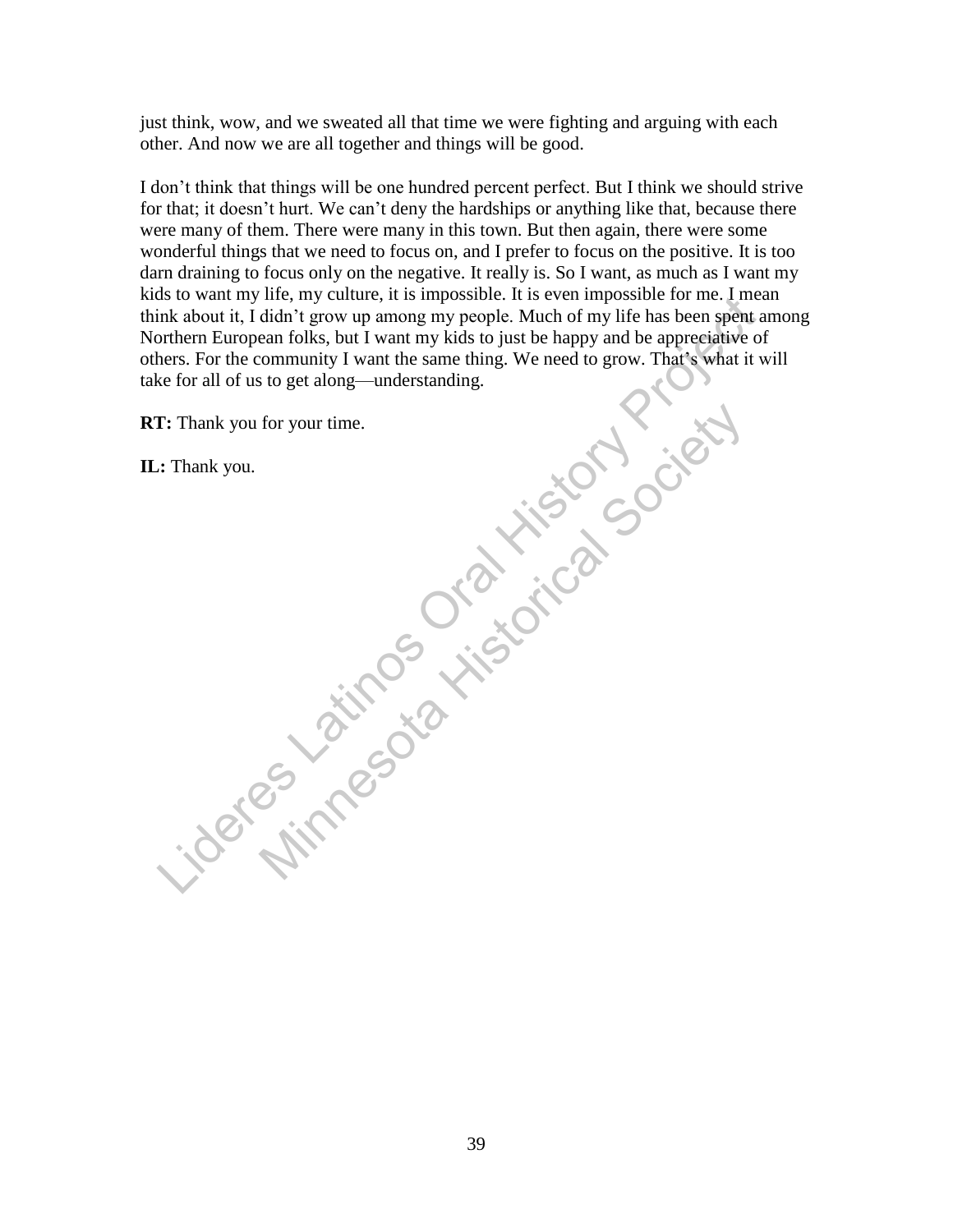just think, wow, and we sweated all that time we were fighting and arguing with each other. And now we are all together and things will be good.

I don't think that things will be one hundred percent perfect. But I think we should strive for that; it doesn't hurt. We can't deny the hardships or anything like that, because there were many of them. There were many in this town. But then again, there were some wonderful things that we need to focus on, and I prefer to focus on the positive. It is too darn draining to focus only on the negative. It really is. So I want, as much as I want my kids to want my life, my culture, it is impossible. It is even impossible for me. I mean think about it, I didn't grow up among my people. Much of my life has been spent among Northern European folks, but I want my kids to just be happy and be appreciative of others. For the community I want the same thing. We need to grow. That's what it will take for all of us to get along—understanding.

**RT:** Thank you for your time.

**IL:** Thank you.